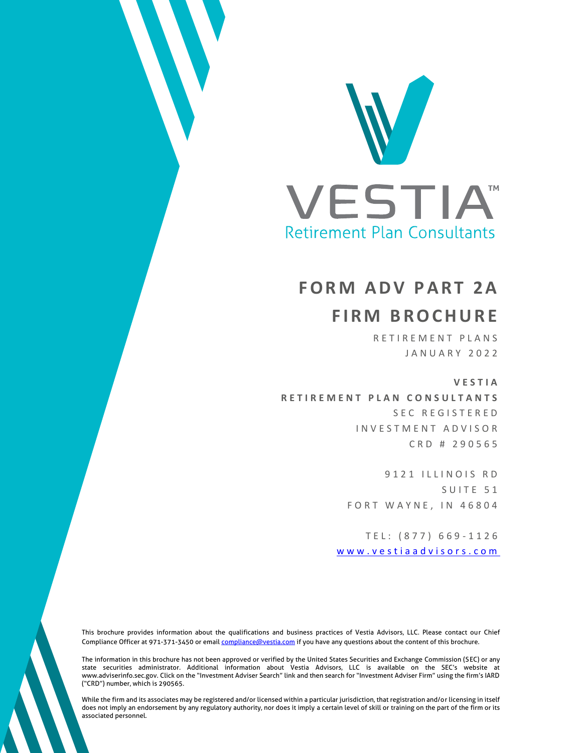VESTIA™

Retirement Plan Consultants

# FORM ADV PART 2A

# FIRM BROCHURE

RETIREMENT PLANS

JANUARY 2022

**VESTIA**

**RETIREMENT PLAN CONSULTANTS**

SEC REGISTERED

INVESTMENT ADVISOR

CRD # 290565

9121 ILLINOIS RD

SUITE 51

FORT WAYNE, IN 46804

TEL: (877) 669-1126

www.vestiaadvisors.com

This brochure provides information about the qualifications and business practices of Vestia Advisors, LLC. Please contact our Chief Compliance Officer at 971-371-3450 or email compliance@vestia.com if you have any questions about the content of this brochure.

The information in this brochure has not been approved or verified by the United States Securities and Exchange Commission (SEC) or any state securities administrator. Additional information about Vestia Advisors, LLC is available on the SEC's website at www.adviserinfo.sec.gov. Click on the "Investment Adviser Search" link and then search for "Investment Adviser Firm" using the firm's IARD ("CRD") number, which is 290565.

While the firm and its associates may be registered and/or licensed within a particular jurisdiction, that registration and/or licensing in itself does not imply an endorsement by any regulatory authority, nor does it imply a certain level of skill or training on the part of the firm or its associated personnel.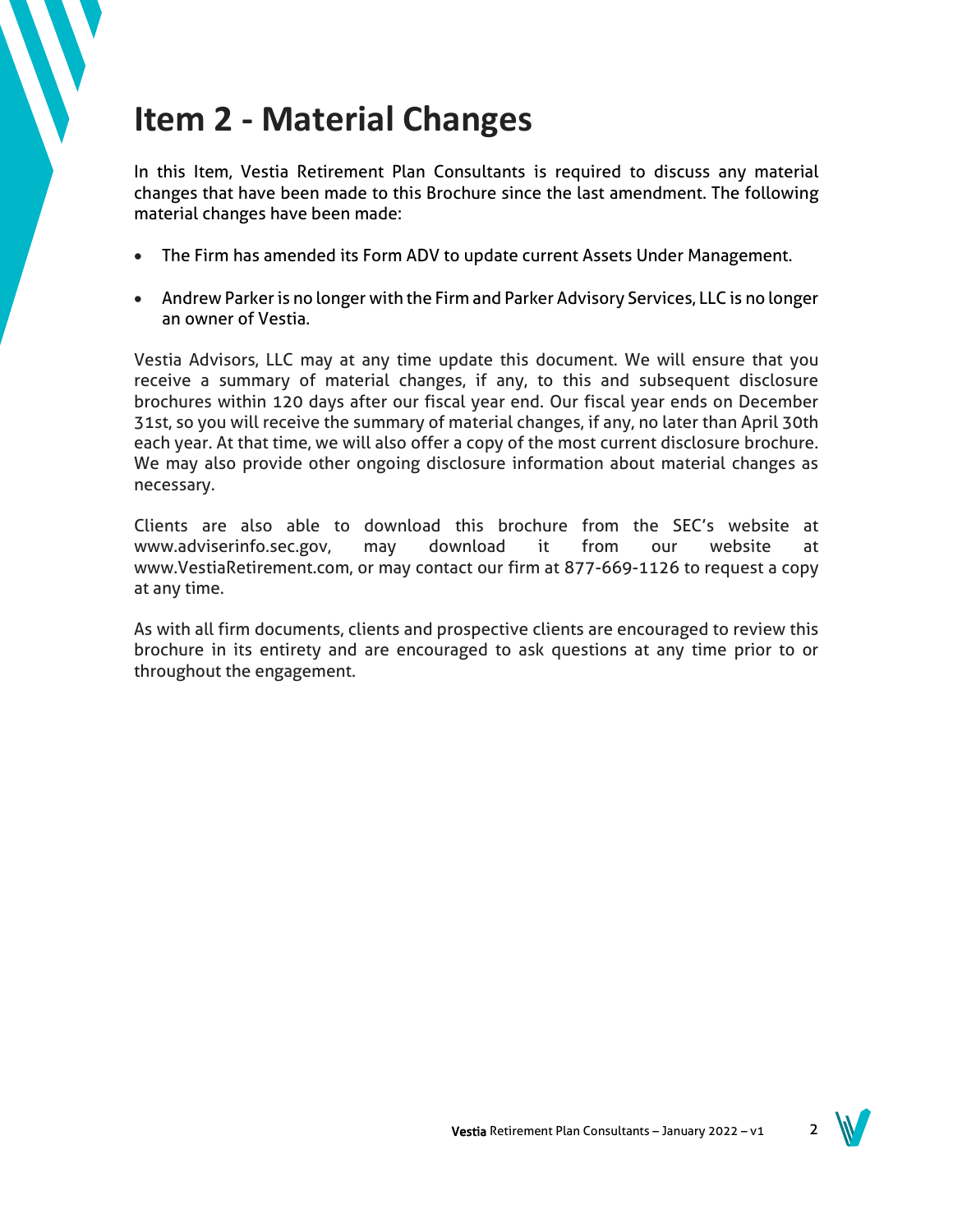# Item 2 - Material Changes

In this Item, Vestia Retirement Plan Consultants is required to discuss any material changes that have been made to this Brochure since the last amendment. The following material changes have been made:

- The Firm has amended its Form ADV to update current Assets Under Management.
- Andrew Parker is no longer with the Firm and Parker Advisory Services, LLC is no longer an owner of Vestia.

Vestia Advisors, LLC may at any time update this document. We will ensure that you receive a summary of material changes, if any, to this and subsequent disclosure brochures within 120 days after our fiscal year end. Our fiscal year ends on December 31st, so you will receive the summary of material changes, if any, no later than April 30th each year. At that time, we will also offer a copy of the most current disclosure brochure. We may also provide other ongoing disclosure information about material changes as necessary.

Clients are also able to download this brochure from the SEC's website at www.adviserinfo.sec.gov, may download it from our website at www.VestiaRetirement.com, or may contact our firm at 877-669-1126 to request a copy at any time.

As with all firm documents, clients and prospective clients are encouraged to review this brochure in its entirety and are encouraged to ask questions at any time prior to or throughout the engagement.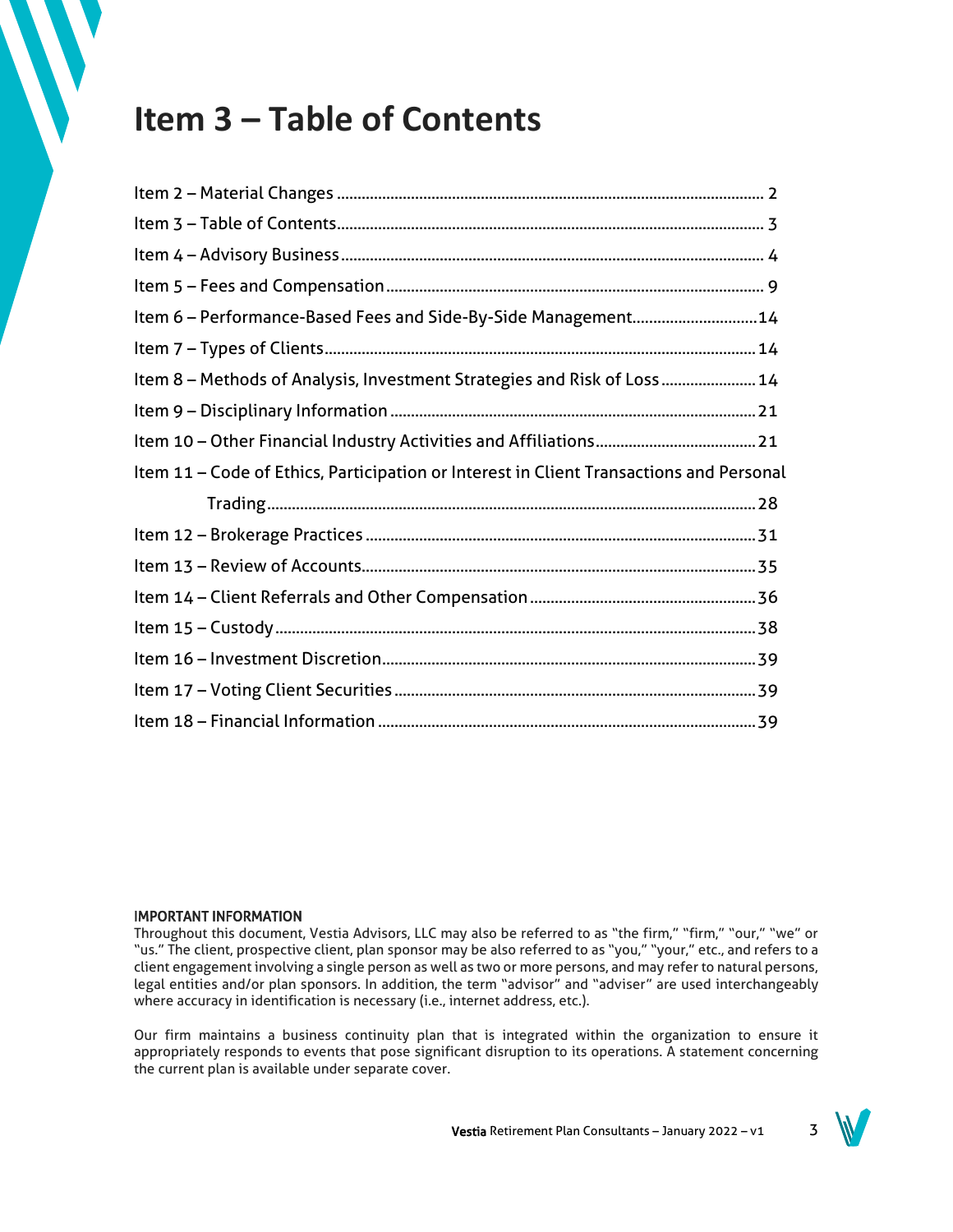# Item 3 – Table of Contents

Item 2 – Material Changes ... 2
Item 3 – Table of Contents ... 3
Item 4 – Advisory Business ... 4
Item 5 – Fees and Compensation ... 9
Item 6 – Performance-Based Fees and Side-By-Side Management ... 14
Item 7 – Types of Clients ... 14
Item 8 – Methods of Analysis, Investment Strategies and Risk of Loss ... 14
Item 9 – Disciplinary Information ... 21
Item 10 – Other Financial Industry Activities and Affiliations ... 21
Item 11 – Code of Ethics, Participation or Interest in Client Transactions and Personal Trading ... 28
Item 12 – Brokerage Practices ... 31
Item 13 – Review of Accounts ... 35
Item 14 – Client Referrals and Other Compensation ... 36
Item 15 – Custody ... 38
Item 16 – Investment Discretion ... 39
Item 17 – Voting Client Securities ... 39
Item 18 – Financial Information ... 39

**IMPORTANT INFORMATION**
Throughout this document, Vestia Advisors, LLC may also be referred to as "the firm," "firm," "our," "we" or "us." The client, prospective client, plan sponsor may be also referred to as "you," "your," etc., and refers to a client engagement involving a single person as well as two or more persons, and may refer to natural persons, legal entities and/or plan sponsors. In addition, the term "advisor" and "adviser" are used interchangeably where accuracy in identification is necessary (i.e., internet address, etc.).

Our firm maintains a business continuity plan that is integrated within the organization to ensure it appropriately responds to events that pose significant disruption to its operations. A statement concerning the current plan is available under separate cover.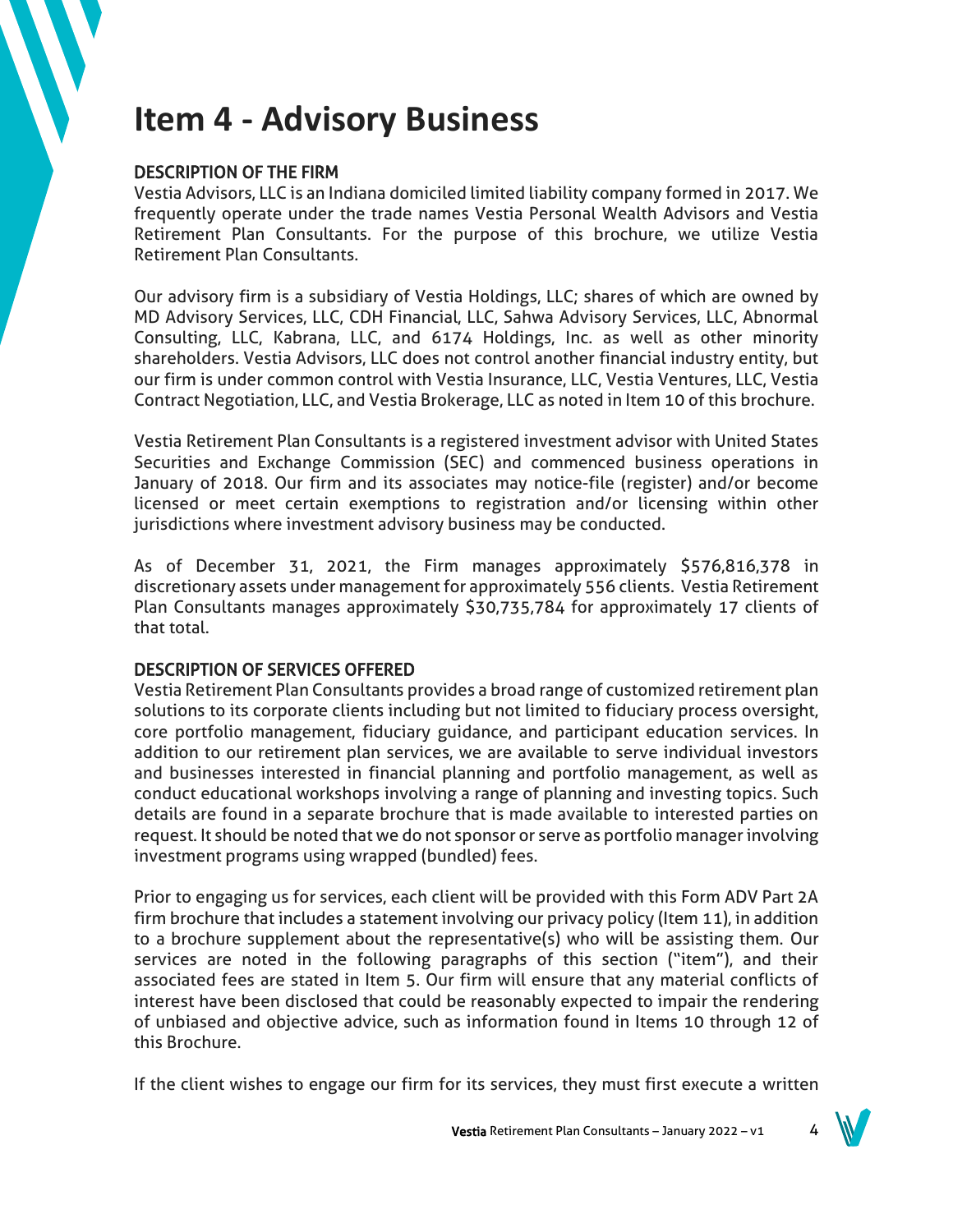# Item 4 - Advisory Business

## DESCRIPTION OF THE FIRM

Vestia Advisors, LLC is an Indiana domiciled limited liability company formed in 2017. We frequently operate under the trade names Vestia Personal Wealth Advisors and Vestia Retirement Plan Consultants. For the purpose of this brochure, we utilize Vestia Retirement Plan Consultants.

Our advisory firm is a subsidiary of Vestia Holdings, LLC; shares of which are owned by MD Advisory Services, LLC, CDH Financial, LLC, Sahwa Advisory Services, LLC, Abnormal Consulting, LLC, Kabrana, LLC, and 6174 Holdings, Inc. as well as other minority shareholders. Vestia Advisors, LLC does not control another financial industry entity, but our firm is under common control with Vestia Insurance, LLC, Vestia Ventures, LLC, Vestia Contract Negotiation, LLC, and Vestia Brokerage, LLC as noted in Item 10 of this brochure.

Vestia Retirement Plan Consultants is a registered investment advisor with United States Securities and Exchange Commission (SEC) and commenced business operations in January of 2018. Our firm and its associates may notice-file (register) and/or become licensed or meet certain exemptions to registration and/or licensing within other jurisdictions where investment advisory business may be conducted.

As of December 31, 2021, the Firm manages approximately $576,816,378 in discretionary assets under management for approximately 556 clients. Vestia Retirement Plan Consultants manages approximately $30,735,784 for approximately 17 clients of that total.

## DESCRIPTION OF SERVICES OFFERED

Vestia Retirement Plan Consultants provides a broad range of customized retirement plan solutions to its corporate clients including but not limited to fiduciary process oversight, core portfolio management, fiduciary guidance, and participant education services. In addition to our retirement plan services, we are available to serve individual investors and businesses interested in financial planning and portfolio management, as well as conduct educational workshops involving a range of planning and investing topics. Such details are found in a separate brochure that is made available to interested parties on request. It should be noted that we do not sponsor or serve as portfolio manager involving investment programs using wrapped (bundled) fees.

Prior to engaging us for services, each client will be provided with this Form ADV Part 2A firm brochure that includes a statement involving our privacy policy (Item 11), in addition to a brochure supplement about the representative(s) who will be assisting them. Our services are noted in the following paragraphs of this section ("item"), and their associated fees are stated in Item 5. Our firm will ensure that any material conflicts of interest have been disclosed that could be reasonably expected to impair the rendering of unbiased and objective advice, such as information found in Items 10 through 12 of this Brochure.

If the client wishes to engage our firm for its services, they must first execute a written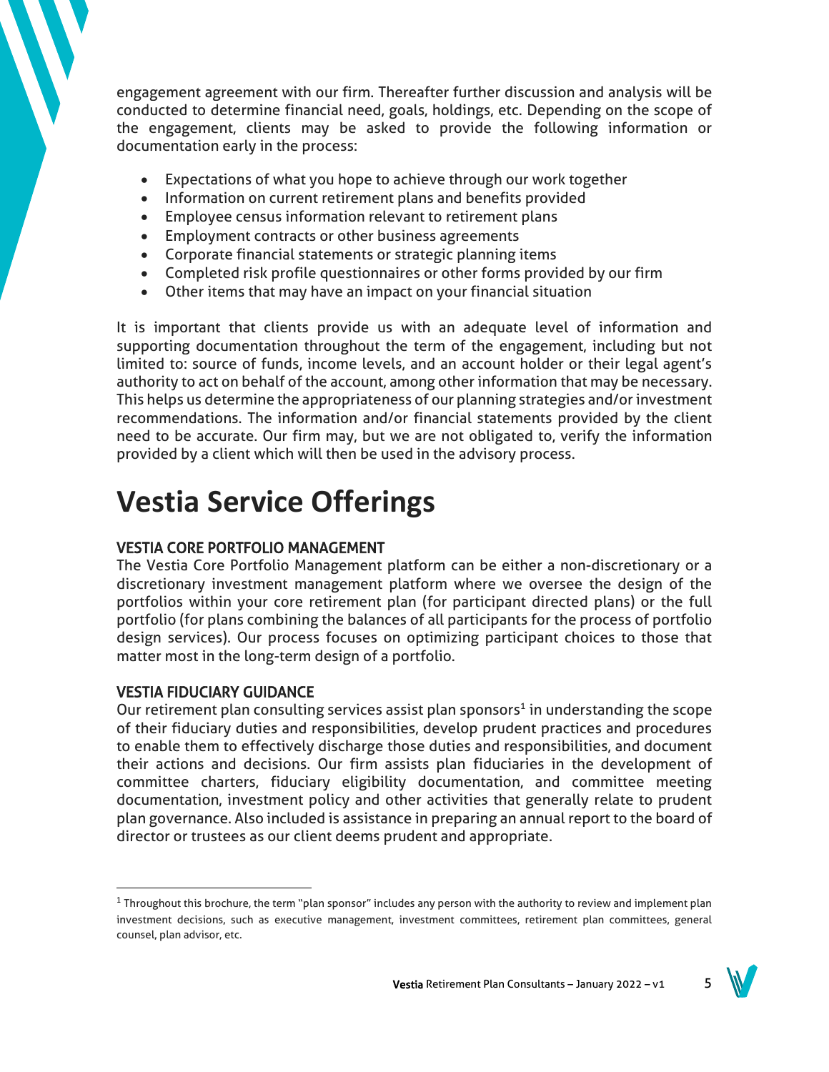engagement agreement with our firm. Thereafter further discussion and analysis will be conducted to determine financial need, goals, holdings, etc. Depending on the scope of the engagement, clients may be asked to provide the following information or documentation early in the process:

- Expectations of what you hope to achieve through our work together
- Information on current retirement plans and benefits provided
- Employee census information relevant to retirement plans
- Employment contracts or other business agreements
- Corporate financial statements or strategic planning items
- Completed risk profile questionnaires or other forms provided by our firm
- Other items that may have an impact on your financial situation

It is important that clients provide us with an adequate level of information and supporting documentation throughout the term of the engagement, including but not limited to: source of funds, income levels, and an account holder or their legal agent's authority to act on behalf of the account, among other information that may be necessary. This helps us determine the appropriateness of our planning strategies and/or investment recommendations. The information and/or financial statements provided by the client need to be accurate. Our firm may, but we are not obligated to, verify the information provided by a client which will then be used in the advisory process.

# Vestia Service Offerings

### VESTIA CORE PORTFOLIO MANAGEMENT

The Vestia Core Portfolio Management platform can be either a non-discretionary or a discretionary investment management platform where we oversee the design of the portfolios within your core retirement plan (for participant directed plans) or the full portfolio (for plans combining the balances of all participants for the process of portfolio design services). Our process focuses on optimizing participant choices to those that matter most in the long-term design of a portfolio.

### VESTIA FIDUCIARY GUIDANCE

Our retirement plan consulting services assist plan sponsors[1] in understanding the scope of their fiduciary duties and responsibilities, develop prudent practices and procedures to enable them to effectively discharge those duties and responsibilities, and document their actions and decisions. Our firm assists plan fiduciaries in the development of committee charters, fiduciary eligibility documentation, and committee meeting documentation, investment policy and other activities that generally relate to prudent plan governance. Also included is assistance in preparing an annual report to the board of director or trustees as our client deems prudent and appropriate.

---

[1] Throughout this brochure, the term "plan sponsor" includes any person with the authority to review and implement plan investment decisions, such as executive management, investment committees, retirement plan committees, general counsel, plan advisor, etc.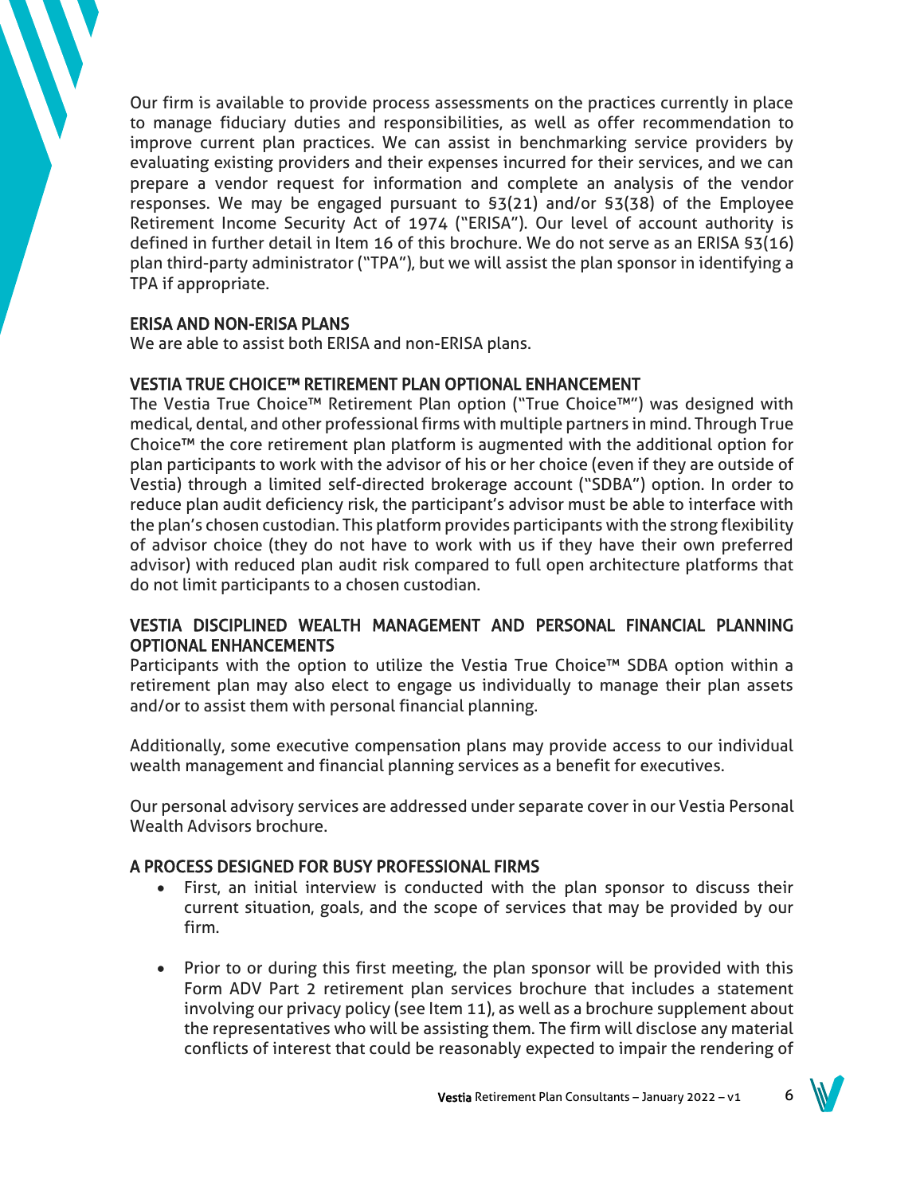Our firm is available to provide process assessments on the practices currently in place to manage fiduciary duties and responsibilities, as well as offer recommendation to improve current plan practices. We can assist in benchmarking service providers by evaluating existing providers and their expenses incurred for their services, and we can prepare a vendor request for information and complete an analysis of the vendor responses. We may be engaged pursuant to §3(21) and/or §3(38) of the Employee Retirement Income Security Act of 1974 ("ERISA"). Our level of account authority is defined in further detail in Item 16 of this brochure. We do not serve as an ERISA §3(16) plan third-party administrator ("TPA"), but we will assist the plan sponsor in identifying a TPA if appropriate.

## ERISA AND NON-ERISA PLANS

We are able to assist both ERISA and non-ERISA plans.

## VESTIA TRUE CHOICE™ RETIREMENT PLAN OPTIONAL ENHANCEMENT

The Vestia True Choice™ Retirement Plan option ("True Choice™") was designed with medical, dental, and other professional firms with multiple partners in mind. Through True Choice™ the core retirement plan platform is augmented with the additional option for plan participants to work with the advisor of his or her choice (even if they are outside of Vestia) through a limited self-directed brokerage account ("SDBA") option. In order to reduce plan audit deficiency risk, the participant's advisor must be able to interface with the plan's chosen custodian. This platform provides participants with the strong flexibility of advisor choice (they do not have to work with us if they have their own preferred advisor) with reduced plan audit risk compared to full open architecture platforms that do not limit participants to a chosen custodian.

## VESTIA DISCIPLINED WEALTH MANAGEMENT AND PERSONAL FINANCIAL PLANNING OPTIONAL ENHANCEMENTS

Participants with the option to utilize the Vestia True Choice™ SDBA option within a retirement plan may also elect to engage us individually to manage their plan assets and/or to assist them with personal financial planning.

Additionally, some executive compensation plans may provide access to our individual wealth management and financial planning services as a benefit for executives.

Our personal advisory services are addressed under separate cover in our Vestia Personal Wealth Advisors brochure.

## A PROCESS DESIGNED FOR BUSY PROFESSIONAL FIRMS

- First, an initial interview is conducted with the plan sponsor to discuss their current situation, goals, and the scope of services that may be provided by our firm.

- Prior to or during this first meeting, the plan sponsor will be provided with this Form ADV Part 2 retirement plan services brochure that includes a statement involving our privacy policy (see Item 11), as well as a brochure supplement about the representatives who will be assisting them. The firm will disclose any material conflicts of interest that could be reasonably expected to impair the rendering of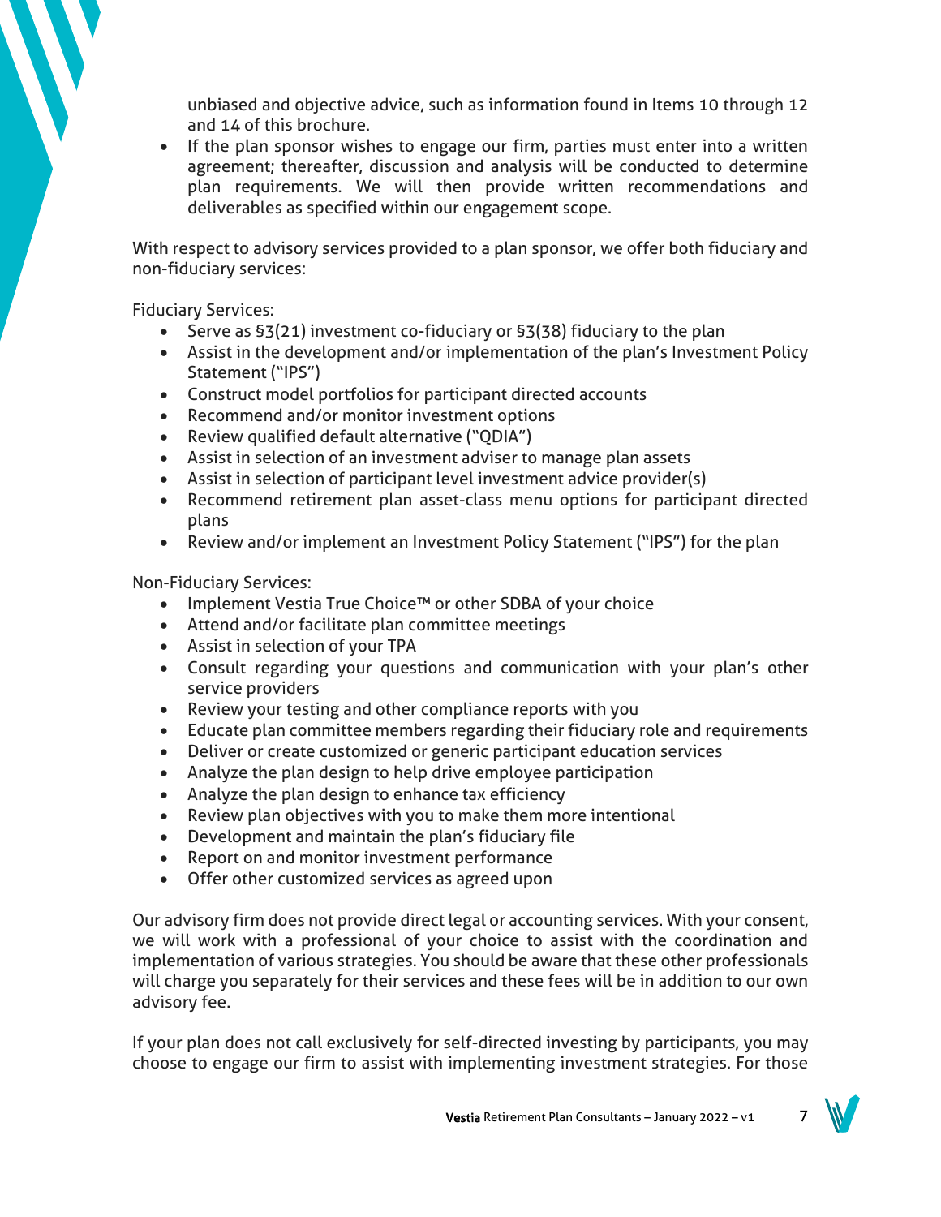unbiased and objective advice, such as information found in Items 10 through 12 and 14 of this brochure.

- If the plan sponsor wishes to engage our firm, parties must enter into a written agreement; thereafter, discussion and analysis will be conducted to determine plan requirements. We will then provide written recommendations and deliverables as specified within our engagement scope.

With respect to advisory services provided to a plan sponsor, we offer both fiduciary and non-fiduciary services:

Fiduciary Services:

- Serve as §3(21) investment co-fiduciary or §3(38) fiduciary to the plan
- Assist in the development and/or implementation of the plan's Investment Policy Statement ("IPS")
- Construct model portfolios for participant directed accounts
- Recommend and/or monitor investment options
- Review qualified default alternative ("QDIA")
- Assist in selection of an investment adviser to manage plan assets
- Assist in selection of participant level investment advice provider(s)
- Recommend retirement plan asset-class menu options for participant directed plans
- Review and/or implement an Investment Policy Statement ("IPS") for the plan

Non-Fiduciary Services:

- Implement Vestia True Choice™ or other SDBA of your choice
- Attend and/or facilitate plan committee meetings
- Assist in selection of your TPA
- Consult regarding your questions and communication with your plan's other service providers
- Review your testing and other compliance reports with you
- Educate plan committee members regarding their fiduciary role and requirements
- Deliver or create customized or generic participant education services
- Analyze the plan design to help drive employee participation
- Analyze the plan design to enhance tax efficiency
- Review plan objectives with you to make them more intentional
- Development and maintain the plan's fiduciary file
- Report on and monitor investment performance
- Offer other customized services as agreed upon

Our advisory firm does not provide direct legal or accounting services. With your consent, we will work with a professional of your choice to assist with the coordination and implementation of various strategies. You should be aware that these other professionals will charge you separately for their services and these fees will be in addition to our own advisory fee.

If your plan does not call exclusively for self-directed investing by participants, you may choose to engage our firm to assist with implementing investment strategies. For those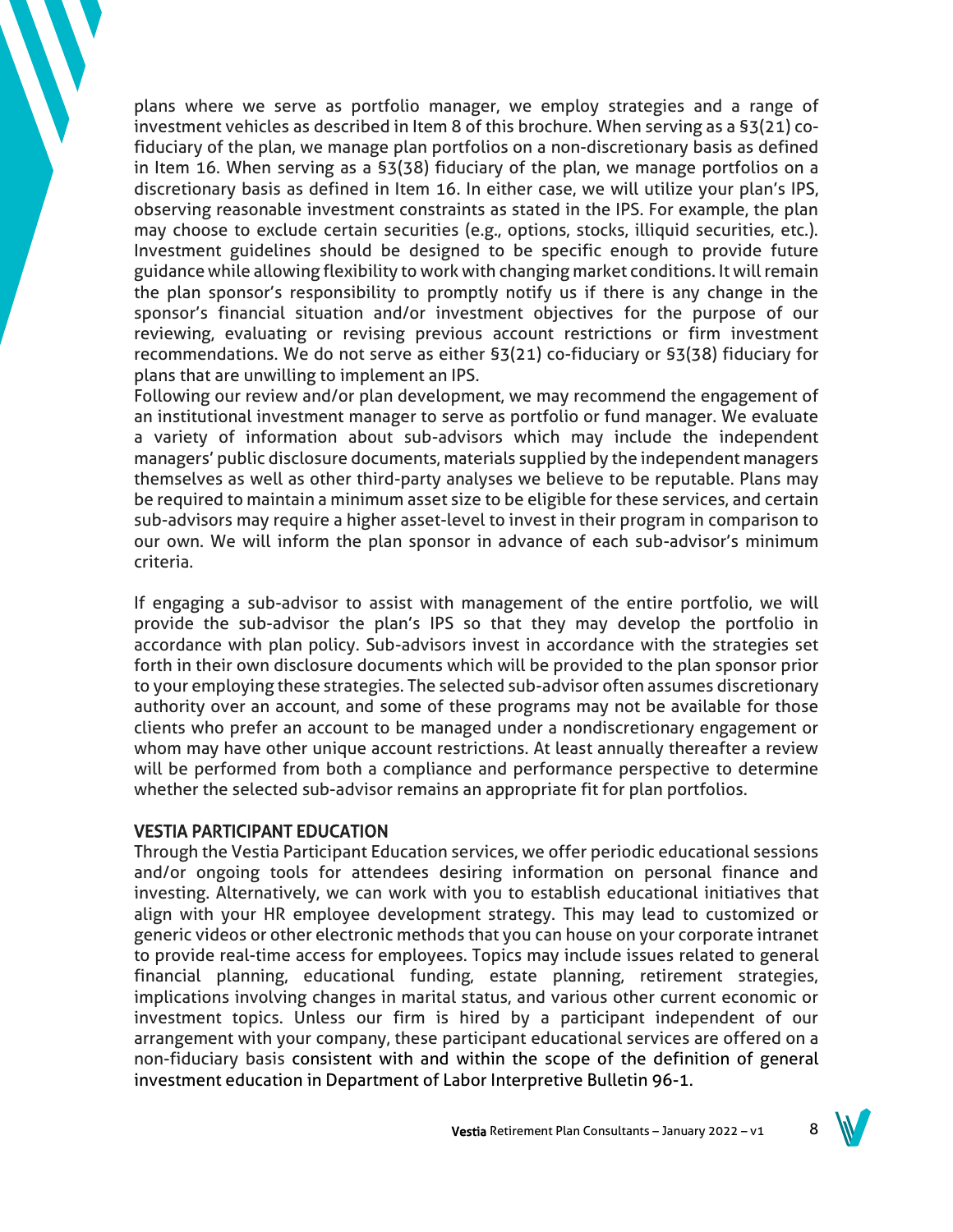plans where we serve as portfolio manager, we employ strategies and a range of investment vehicles as described in Item 8 of this brochure. When serving as a §3(21) co-fiduciary of the plan, we manage plan portfolios on a non-discretionary basis as defined in Item 16. When serving as a §3(38) fiduciary of the plan, we manage portfolios on a discretionary basis as defined in Item 16. In either case, we will utilize your plan's IPS, observing reasonable investment constraints as stated in the IPS. For example, the plan may choose to exclude certain securities (e.g., options, stocks, illiquid securities, etc.). Investment guidelines should be designed to be specific enough to provide future guidance while allowing flexibility to work with changing market conditions. It will remain the plan sponsor's responsibility to promptly notify us if there is any change in the sponsor's financial situation and/or investment objectives for the purpose of our reviewing, evaluating or revising previous account restrictions or firm investment recommendations. We do not serve as either §3(21) co-fiduciary or §3(38) fiduciary for plans that are unwilling to implement an IPS.

Following our review and/or plan development, we may recommend the engagement of an institutional investment manager to serve as portfolio or fund manager. We evaluate a variety of information about sub-advisors which may include the independent managers' public disclosure documents, materials supplied by the independent managers themselves as well as other third-party analyses we believe to be reputable. Plans may be required to maintain a minimum asset size to be eligible for these services, and certain sub-advisors may require a higher asset-level to invest in their program in comparison to our own. We will inform the plan sponsor in advance of each sub-advisor's minimum criteria.

If engaging a sub-advisor to assist with management of the entire portfolio, we will provide the sub-advisor the plan's IPS so that they may develop the portfolio in accordance with plan policy. Sub-advisors invest in accordance with the strategies set forth in their own disclosure documents which will be provided to the plan sponsor prior to your employing these strategies. The selected sub-advisor often assumes discretionary authority over an account, and some of these programs may not be available for those clients who prefer an account to be managed under a nondiscretionary engagement or whom may have other unique account restrictions. At least annually thereafter a review will be performed from both a compliance and performance perspective to determine whether the selected sub-advisor remains an appropriate fit for plan portfolios.

## VESTIA PARTICIPANT EDUCATION

Through the Vestia Participant Education services, we offer periodic educational sessions and/or ongoing tools for attendees desiring information on personal finance and investing. Alternatively, we can work with you to establish educational initiatives that align with your HR employee development strategy. This may lead to customized or generic videos or other electronic methods that you can house on your corporate intranet to provide real-time access for employees. Topics may include issues related to general financial planning, educational funding, estate planning, retirement strategies, implications involving changes in marital status, and various other current economic or investment topics. Unless our firm is hired by a participant independent of our arrangement with your company, these participant educational services are offered on a non-fiduciary basis consistent with and within the scope of the definition of general investment education in Department of Labor Interpretive Bulletin 96-1.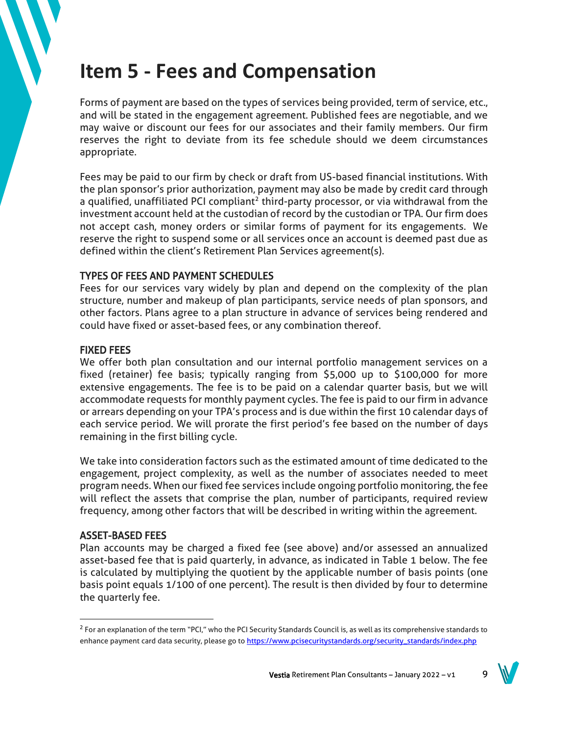# Item 5 - Fees and Compensation

Forms of payment are based on the types of services being provided, term of service, etc., and will be stated in the engagement agreement. Published fees are negotiable, and we may waive or discount our fees for our associates and their family members. Our firm reserves the right to deviate from its fee schedule should we deem circumstances appropriate.

Fees may be paid to our firm by check or draft from US-based financial institutions. With the plan sponsor's prior authorization, payment may also be made by credit card through a qualified, unaffiliated PCI compliant[2] third-party processor, or via withdrawal from the investment account held at the custodian of record by the custodian or TPA. Our firm does not accept cash, money orders or similar forms of payment for its engagements. We reserve the right to suspend some or all services once an account is deemed past due as defined within the client's Retirement Plan Services agreement(s).

### TYPES OF FEES AND PAYMENT SCHEDULES

Fees for our services vary widely by plan and depend on the complexity of the plan structure, number and makeup of plan participants, service needs of plan sponsors, and other factors. Plans agree to a plan structure in advance of services being rendered and could have fixed or asset-based fees, or any combination thereof.

### FIXED FEES

We offer both plan consultation and our internal portfolio management services on a fixed (retainer) fee basis; typically ranging from $5,000 up to $100,000 for more extensive engagements. The fee is to be paid on a calendar quarter basis, but we will accommodate requests for monthly payment cycles. The fee is paid to our firm in advance or arrears depending on your TPA's process and is due within the first 10 calendar days of each service period. We will prorate the first period's fee based on the number of days remaining in the first billing cycle.

We take into consideration factors such as the estimated amount of time dedicated to the engagement, project complexity, as well as the number of associates needed to meet program needs. When our fixed fee services include ongoing portfolio monitoring, the fee will reflect the assets that comprise the plan, number of participants, required review frequency, among other factors that will be described in writing within the agreement.

### ASSET-BASED FEES

Plan accounts may be charged a fixed fee (see above) and/or assessed an annualized asset-based fee that is paid quarterly, in advance, as indicated in Table 1 below. The fee is calculated by multiplying the quotient by the applicable number of basis points (one basis point equals 1/100 of one percent). The result is then divided by four to determine the quarterly fee.

---

[2] For an explanation of the term "PCI," who the PCI Security Standards Council is, as well as its comprehensive standards to enhance payment card data security, please go to https://www.pcisecuritystandards.org/security_standards/index.php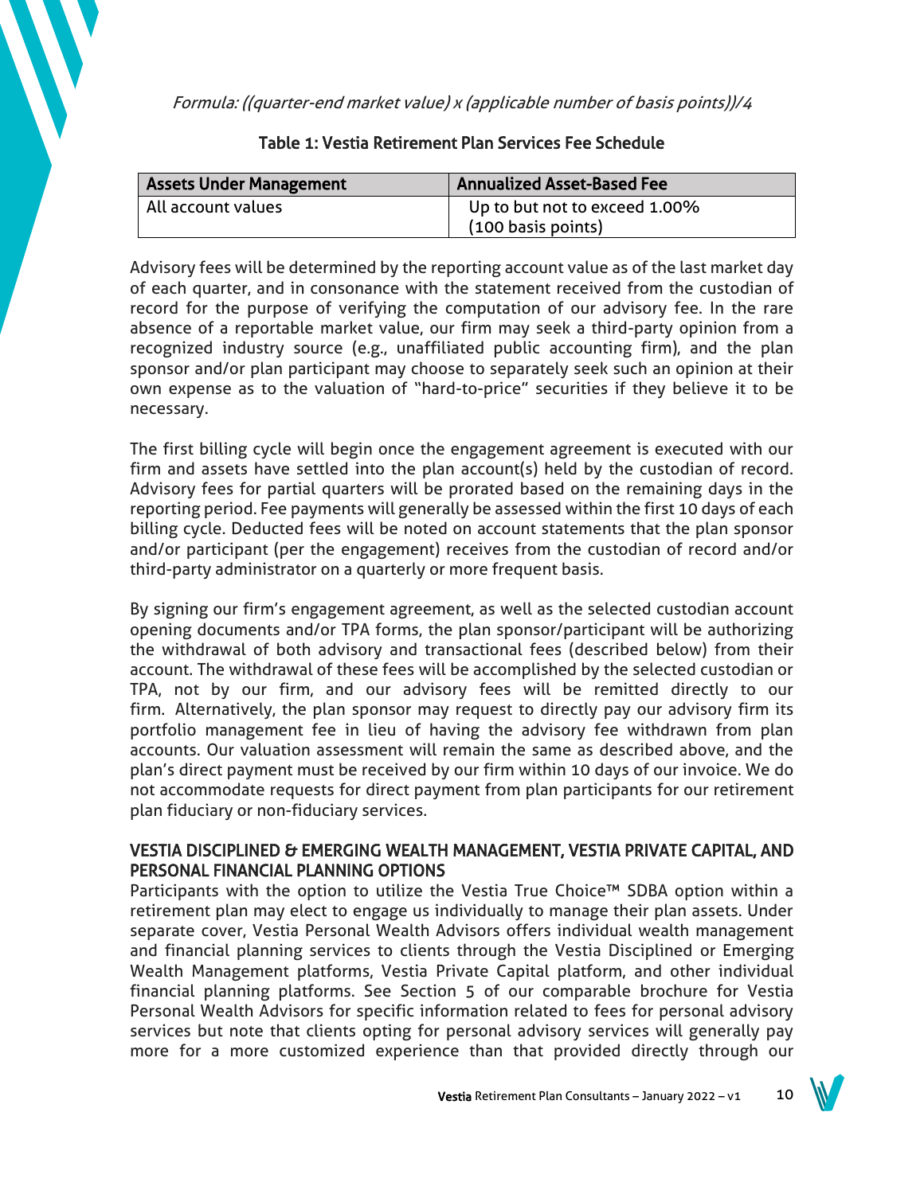*Formula: ((quarter-end market value) x (applicable number of basis points))/4*

**Table 1: Vestia Retirement Plan Services Fee Schedule**

| Assets Under Management | Annualized Asset-Based Fee |
|---|---|
| All account values | Up to but not to exceed 1.00% (100 basis points) |

Advisory fees will be determined by the reporting account value as of the last market day of each quarter, and in consonance with the statement received from the custodian of record for the purpose of verifying the computation of our advisory fee. In the rare absence of a reportable market value, our firm may seek a third-party opinion from a recognized industry source (e.g., unaffiliated public accounting firm), and the plan sponsor and/or plan participant may choose to separately seek such an opinion at their own expense as to the valuation of "hard-to-price" securities if they believe it to be necessary.

The first billing cycle will begin once the engagement agreement is executed with our firm and assets have settled into the plan account(s) held by the custodian of record. Advisory fees for partial quarters will be prorated based on the remaining days in the reporting period. Fee payments will generally be assessed within the first 10 days of each billing cycle. Deducted fees will be noted on account statements that the plan sponsor and/or participant (per the engagement) receives from the custodian of record and/or third-party administrator on a quarterly or more frequent basis.

By signing our firm's engagement agreement, as well as the selected custodian account opening documents and/or TPA forms, the plan sponsor/participant will be authorizing the withdrawal of both advisory and transactional fees (described below) from their account. The withdrawal of these fees will be accomplished by the selected custodian or TPA, not by our firm, and our advisory fees will be remitted directly to our firm. Alternatively, the plan sponsor may request to directly pay our advisory firm its portfolio management fee in lieu of having the advisory fee withdrawn from plan accounts. Our valuation assessment will remain the same as described above, and the plan's direct payment must be received by our firm within 10 days of our invoice. We do not accommodate requests for direct payment from plan participants for our retirement plan fiduciary or non-fiduciary services.

**VESTIA DISCIPLINED & EMERGING WEALTH MANAGEMENT, VESTIA PRIVATE CAPITAL, AND PERSONAL FINANCIAL PLANNING OPTIONS**

Participants with the option to utilize the Vestia True Choice™ SDBA option within a retirement plan may elect to engage us individually to manage their plan assets. Under separate cover, Vestia Personal Wealth Advisors offers individual wealth management and financial planning services to clients through the Vestia Disciplined or Emerging Wealth Management platforms, Vestia Private Capital platform, and other individual financial planning platforms. See Section 5 of our comparable brochure for Vestia Personal Wealth Advisors for specific information related to fees for personal advisory services but note that clients opting for personal advisory services will generally pay more for a more customized experience than that provided directly through our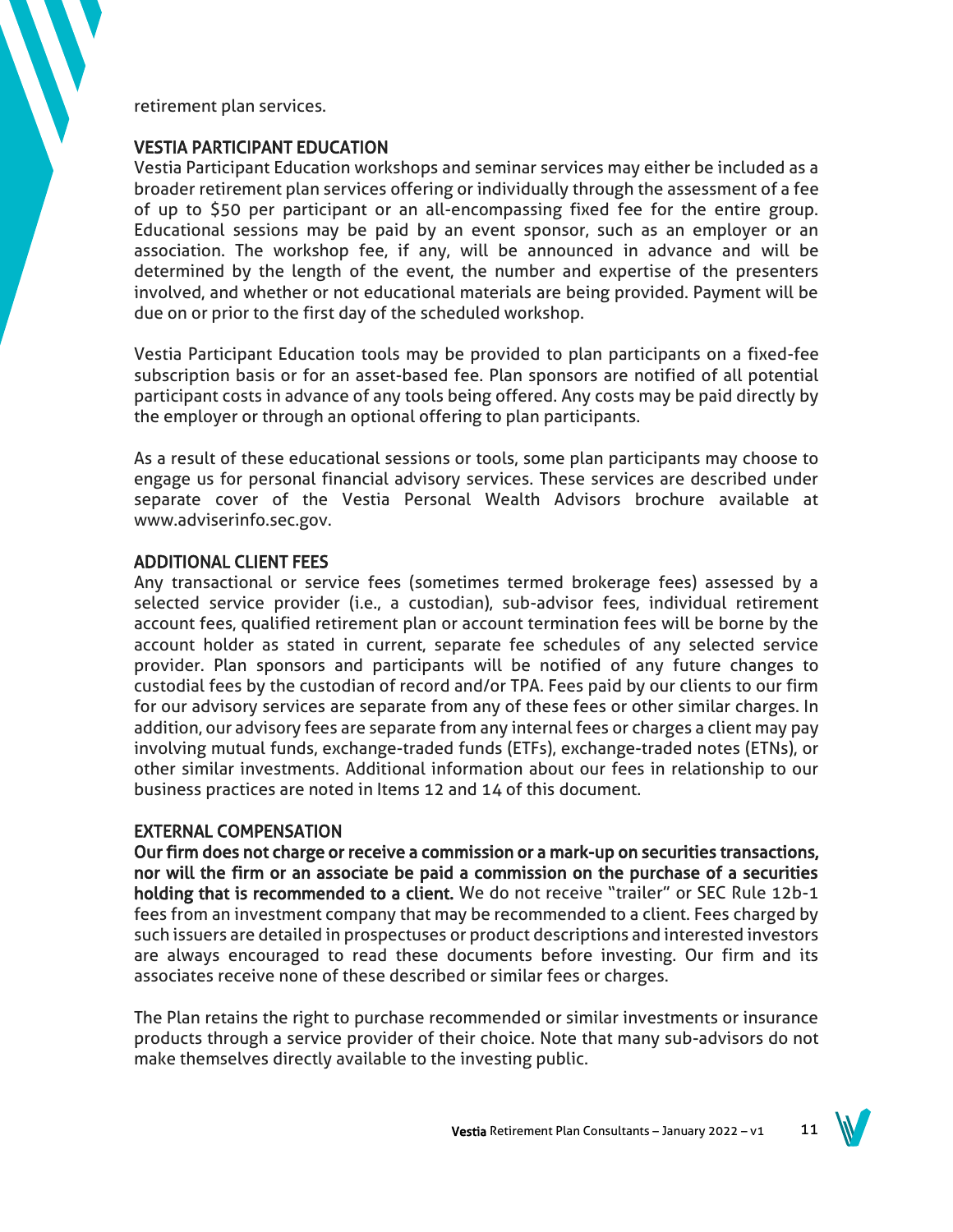retirement plan services.

## VESTIA PARTICIPANT EDUCATION

Vestia Participant Education workshops and seminar services may either be included as a broader retirement plan services offering or individually through the assessment of a fee of up to $50 per participant or an all-encompassing fixed fee for the entire group. Educational sessions may be paid by an event sponsor, such as an employer or an association. The workshop fee, if any, will be announced in advance and will be determined by the length of the event, the number and expertise of the presenters involved, and whether or not educational materials are being provided. Payment will be due on or prior to the first day of the scheduled workshop.

Vestia Participant Education tools may be provided to plan participants on a fixed-fee subscription basis or for an asset-based fee. Plan sponsors are notified of all potential participant costs in advance of any tools being offered. Any costs may be paid directly by the employer or through an optional offering to plan participants.

As a result of these educational sessions or tools, some plan participants may choose to engage us for personal financial advisory services. These services are described under separate cover of the Vestia Personal Wealth Advisors brochure available at www.adviserinfo.sec.gov.

## ADDITIONAL CLIENT FEES

Any transactional or service fees (sometimes termed brokerage fees) assessed by a selected service provider (i.e., a custodian), sub-advisor fees, individual retirement account fees, qualified retirement plan or account termination fees will be borne by the account holder as stated in current, separate fee schedules of any selected service provider. Plan sponsors and participants will be notified of any future changes to custodial fees by the custodian of record and/or TPA. Fees paid by our clients to our firm for our advisory services are separate from any of these fees or other similar charges. In addition, our advisory fees are separate from any internal fees or charges a client may pay involving mutual funds, exchange-traded funds (ETFs), exchange-traded notes (ETNs), or other similar investments. Additional information about our fees in relationship to our business practices are noted in Items 12 and 14 of this document.

## EXTERNAL COMPENSATION

**Our firm does not charge or receive a commission or a mark-up on securities transactions, nor will the firm or an associate be paid a commission on the purchase of a securities holding that is recommended to a client.** We do not receive "trailer" or SEC Rule 12b-1 fees from an investment company that may be recommended to a client. Fees charged by such issuers are detailed in prospectuses or product descriptions and interested investors are always encouraged to read these documents before investing. Our firm and its associates receive none of these described or similar fees or charges.

The Plan retains the right to purchase recommended or similar investments or insurance products through a service provider of their choice. Note that many sub-advisors do not make themselves directly available to the investing public.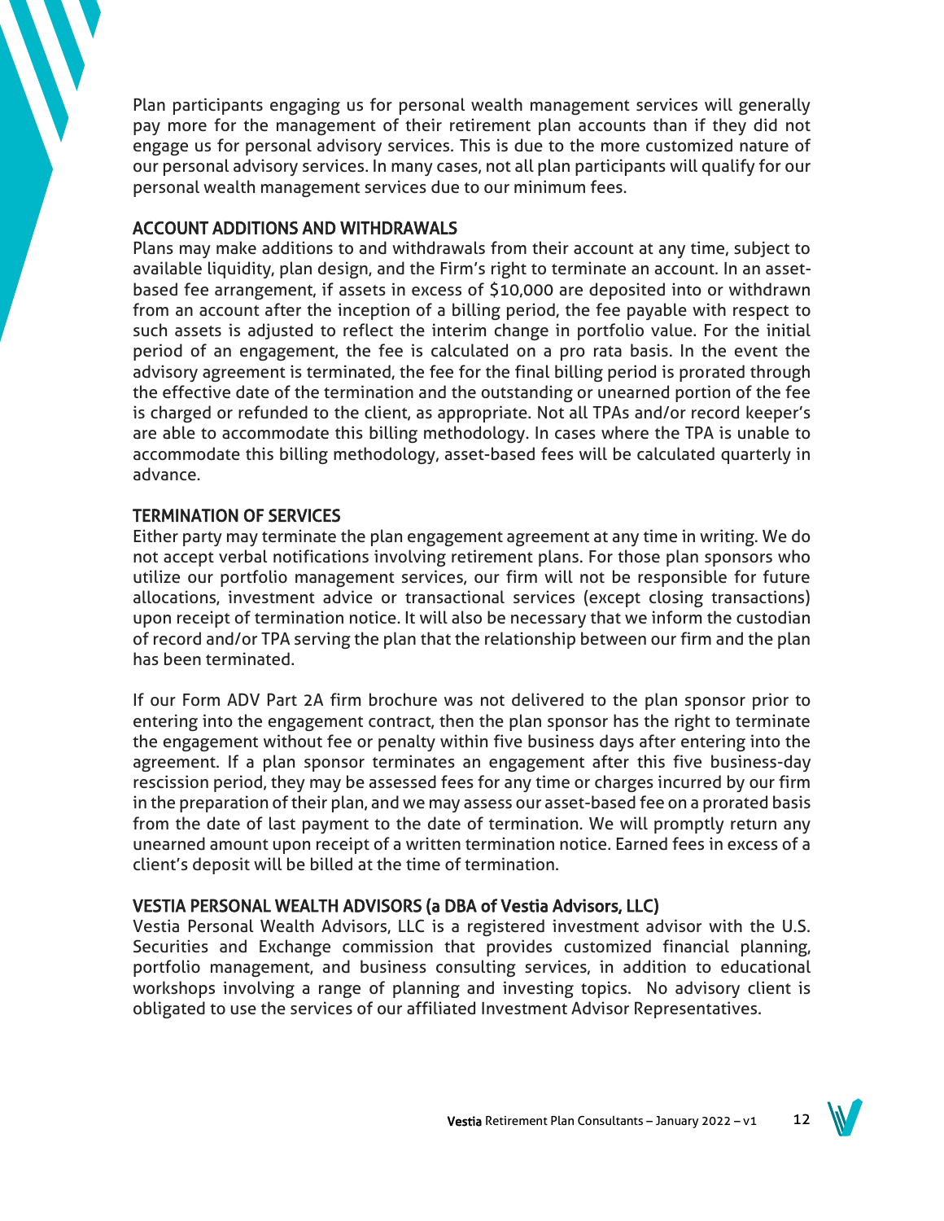Plan participants engaging us for personal wealth management services will generally pay more for the management of their retirement plan accounts than if they did not engage us for personal advisory services. This is due to the more customized nature of our personal advisory services. In many cases, not all plan participants will qualify for our personal wealth management services due to our minimum fees.

## ACCOUNT ADDITIONS AND WITHDRAWALS

Plans may make additions to and withdrawals from their account at any time, subject to available liquidity, plan design, and the Firm's right to terminate an account. In an asset-based fee arrangement, if assets in excess of $10,000 are deposited into or withdrawn from an account after the inception of a billing period, the fee payable with respect to such assets is adjusted to reflect the interim change in portfolio value. For the initial period of an engagement, the fee is calculated on a pro rata basis. In the event the advisory agreement is terminated, the fee for the final billing period is prorated through the effective date of the termination and the outstanding or unearned portion of the fee is charged or refunded to the client, as appropriate. Not all TPAs and/or record keeper's are able to accommodate this billing methodology. In cases where the TPA is unable to accommodate this billing methodology, asset-based fees will be calculated quarterly in advance.

## TERMINATION OF SERVICES

Either party may terminate the plan engagement agreement at any time in writing. We do not accept verbal notifications involving retirement plans. For those plan sponsors who utilize our portfolio management services, our firm will not be responsible for future allocations, investment advice or transactional services (except closing transactions) upon receipt of termination notice. It will also be necessary that we inform the custodian of record and/or TPA serving the plan that the relationship between our firm and the plan has been terminated.

If our Form ADV Part 2A firm brochure was not delivered to the plan sponsor prior to entering into the engagement contract, then the plan sponsor has the right to terminate the engagement without fee or penalty within five business days after entering into the agreement. If a plan sponsor terminates an engagement after this five business-day rescission period, they may be assessed fees for any time or charges incurred by our firm in the preparation of their plan, and we may assess our asset-based fee on a prorated basis from the date of last payment to the date of termination. We will promptly return any unearned amount upon receipt of a written termination notice. Earned fees in excess of a client's deposit will be billed at the time of termination.

## VESTIA PERSONAL WEALTH ADVISORS (a DBA of Vestia Advisors, LLC)

Vestia Personal Wealth Advisors, LLC is a registered investment advisor with the U.S. Securities and Exchange commission that provides customized financial planning, portfolio management, and business consulting services, in addition to educational workshops involving a range of planning and investing topics. No advisory client is obligated to use the services of our affiliated Investment Advisor Representatives.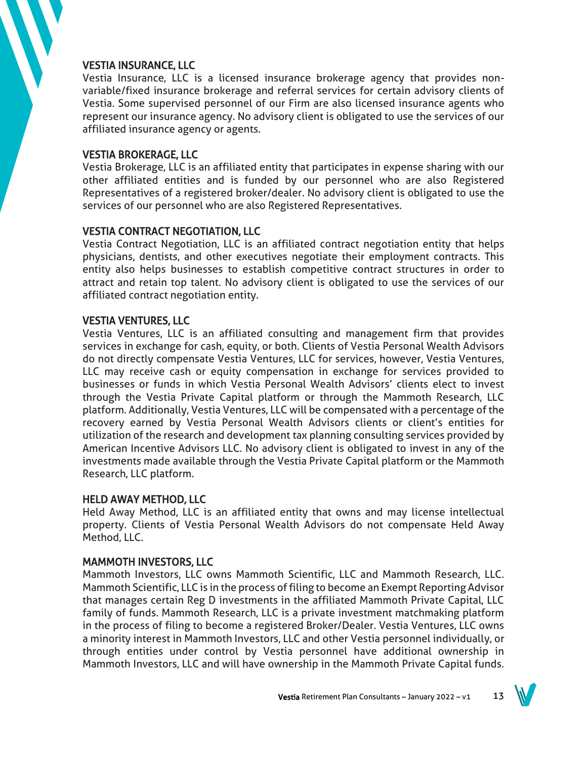### VESTIA INSURANCE, LLC

Vestia Insurance, LLC is a licensed insurance brokerage agency that provides non-variable/fixed insurance brokerage and referral services for certain advisory clients of Vestia. Some supervised personnel of our Firm are also licensed insurance agents who represent our insurance agency. No advisory client is obligated to use the services of our affiliated insurance agency or agents.

### VESTIA BROKERAGE, LLC

Vestia Brokerage, LLC is an affiliated entity that participates in expense sharing with our other affiliated entities and is funded by our personnel who are also Registered Representatives of a registered broker/dealer. No advisory client is obligated to use the services of our personnel who are also Registered Representatives.

### VESTIA CONTRACT NEGOTIATION, LLC

Vestia Contract Negotiation, LLC is an affiliated contract negotiation entity that helps physicians, dentists, and other executives negotiate their employment contracts. This entity also helps businesses to establish competitive contract structures in order to attract and retain top talent. No advisory client is obligated to use the services of our affiliated contract negotiation entity.

### VESTIA VENTURES, LLC

Vestia Ventures, LLC is an affiliated consulting and management firm that provides services in exchange for cash, equity, or both. Clients of Vestia Personal Wealth Advisors do not directly compensate Vestia Ventures, LLC for services, however, Vestia Ventures, LLC may receive cash or equity compensation in exchange for services provided to businesses or funds in which Vestia Personal Wealth Advisors' clients elect to invest through the Vestia Private Capital platform or through the Mammoth Research, LLC platform. Additionally, Vestia Ventures, LLC will be compensated with a percentage of the recovery earned by Vestia Personal Wealth Advisors clients or client's entities for utilization of the research and development tax planning consulting services provided by American Incentive Advisors LLC. No advisory client is obligated to invest in any of the investments made available through the Vestia Private Capital platform or the Mammoth Research, LLC platform.

### HELD AWAY METHOD, LLC

Held Away Method, LLC is an affiliated entity that owns and may license intellectual property. Clients of Vestia Personal Wealth Advisors do not compensate Held Away Method, LLC.

### MAMMOTH INVESTORS, LLC

Mammoth Investors, LLC owns Mammoth Scientific, LLC and Mammoth Research, LLC. Mammoth Scientific, LLC is in the process of filing to become an Exempt Reporting Advisor that manages certain Reg D investments in the affiliated Mammoth Private Capital, LLC family of funds. Mammoth Research, LLC is a private investment matchmaking platform in the process of filing to become a registered Broker/Dealer. Vestia Ventures, LLC owns a minority interest in Mammoth Investors, LLC and other Vestia personnel individually, or through entities under control by Vestia personnel have additional ownership in Mammoth Investors, LLC and will have ownership in the Mammoth Private Capital funds.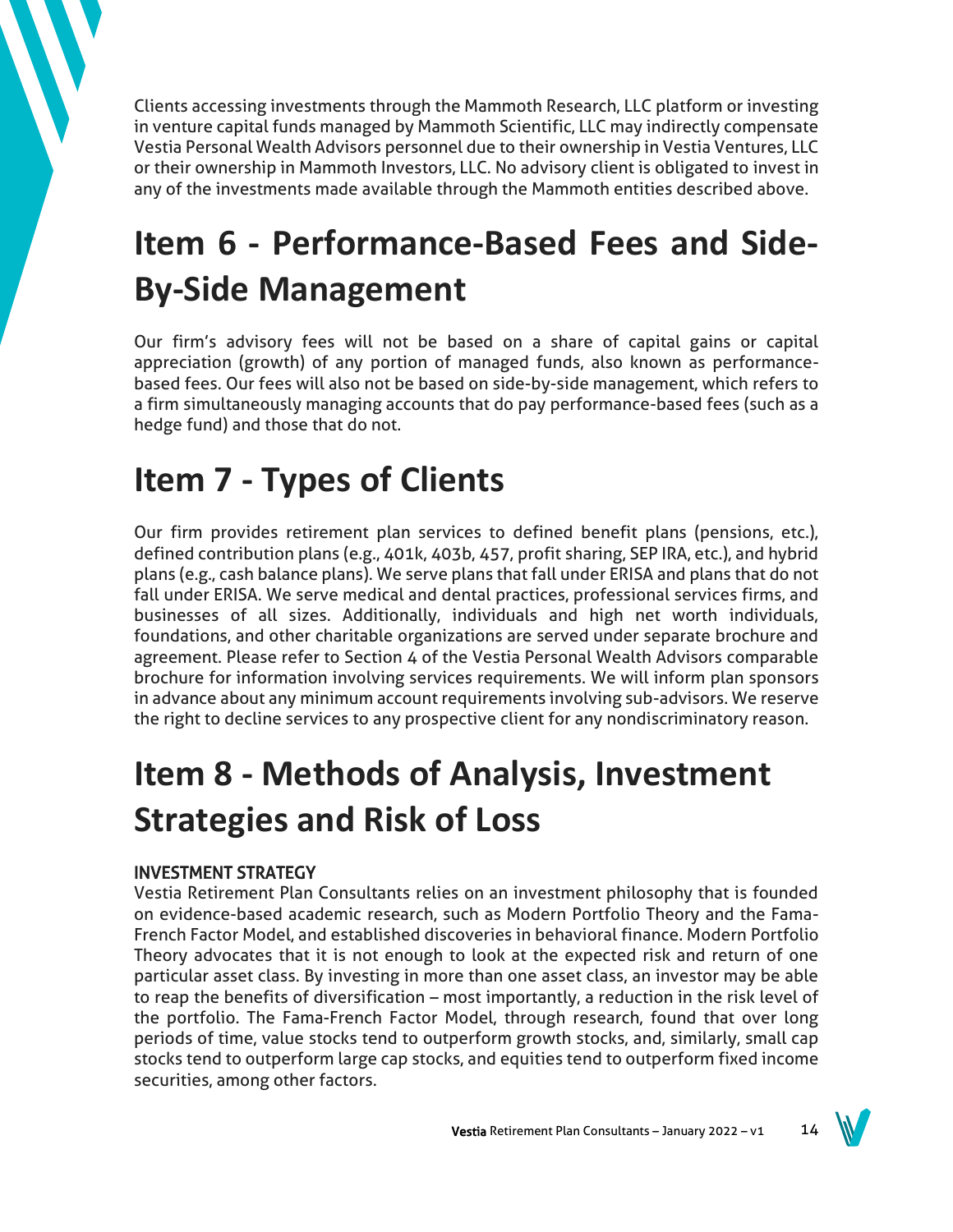Clients accessing investments through the Mammoth Research, LLC platform or investing in venture capital funds managed by Mammoth Scientific, LLC may indirectly compensate Vestia Personal Wealth Advisors personnel due to their ownership in Vestia Ventures, LLC or their ownership in Mammoth Investors, LLC. No advisory client is obligated to invest in any of the investments made available through the Mammoth entities described above.

# Item 6 - Performance-Based Fees and Side-By-Side Management

Our firm's advisory fees will not be based on a share of capital gains or capital appreciation (growth) of any portion of managed funds, also known as performance-based fees. Our fees will also not be based on side-by-side management, which refers to a firm simultaneously managing accounts that do pay performance-based fees (such as a hedge fund) and those that do not.

# Item 7 - Types of Clients

Our firm provides retirement plan services to defined benefit plans (pensions, etc.), defined contribution plans (e.g., 401k, 403b, 457, profit sharing, SEP IRA, etc.), and hybrid plans (e.g., cash balance plans). We serve plans that fall under ERISA and plans that do not fall under ERISA. We serve medical and dental practices, professional services firms, and businesses of all sizes. Additionally, individuals and high net worth individuals, foundations, and other charitable organizations are served under separate brochure and agreement. Please refer to Section 4 of the Vestia Personal Wealth Advisors comparable brochure for information involving services requirements. We will inform plan sponsors in advance about any minimum account requirements involving sub-advisors. We reserve the right to decline services to any prospective client for any nondiscriminatory reason.

# Item 8 - Methods of Analysis, Investment Strategies and Risk of Loss

**INVESTMENT STRATEGY**

Vestia Retirement Plan Consultants relies on an investment philosophy that is founded on evidence-based academic research, such as Modern Portfolio Theory and the Fama-French Factor Model, and established discoveries in behavioral finance. Modern Portfolio Theory advocates that it is not enough to look at the expected risk and return of one particular asset class. By investing in more than one asset class, an investor may be able to reap the benefits of diversification – most importantly, a reduction in the risk level of the portfolio. The Fama-French Factor Model, through research, found that over long periods of time, value stocks tend to outperform growth stocks, and, similarly, small cap stocks tend to outperform large cap stocks, and equities tend to outperform fixed income securities, among other factors.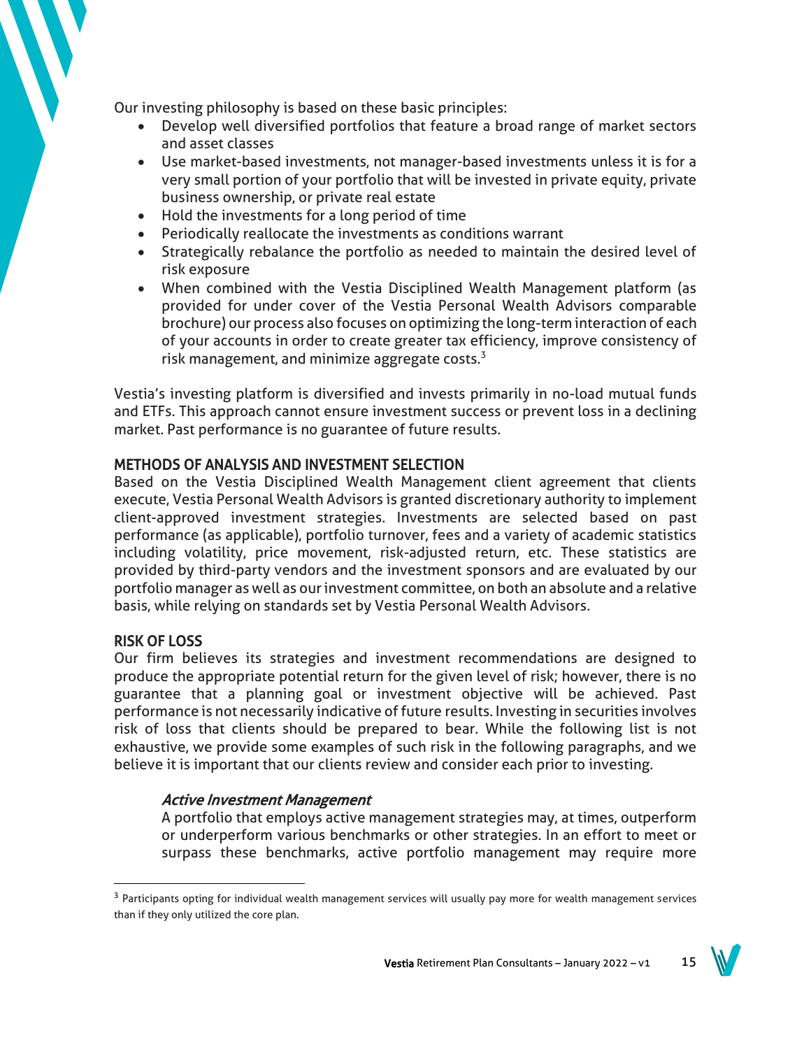Our investing philosophy is based on these basic principles:

- Develop well diversified portfolios that feature a broad range of market sectors and asset classes
- Use market-based investments, not manager-based investments unless it is for a very small portion of your portfolio that will be invested in private equity, private business ownership, or private real estate
- Hold the investments for a long period of time
- Periodically reallocate the investments as conditions warrant
- Strategically rebalance the portfolio as needed to maintain the desired level of risk exposure
- When combined with the Vestia Disciplined Wealth Management platform (as provided for under cover of the Vestia Personal Wealth Advisors comparable brochure) our process also focuses on optimizing the long-term interaction of each of your accounts in order to create greater tax efficiency, improve consistency of risk management, and minimize aggregate costs.[3]

Vestia's investing platform is diversified and invests primarily in no-load mutual funds and ETFs. This approach cannot ensure investment success or prevent loss in a declining market. Past performance is no guarantee of future results.

## METHODS OF ANALYSIS AND INVESTMENT SELECTION

Based on the Vestia Disciplined Wealth Management client agreement that clients execute, Vestia Personal Wealth Advisors is granted discretionary authority to implement client-approved investment strategies. Investments are selected based on past performance (as applicable), portfolio turnover, fees and a variety of academic statistics including volatility, price movement, risk-adjusted return, etc. These statistics are provided by third-party vendors and the investment sponsors and are evaluated by our portfolio manager as well as our investment committee, on both an absolute and a relative basis, while relying on standards set by Vestia Personal Wealth Advisors.

## RISK OF LOSS

Our firm believes its strategies and investment recommendations are designed to produce the appropriate potential return for the given level of risk; however, there is no guarantee that a planning goal or investment objective will be achieved. Past performance is not necessarily indicative of future results. Investing in securities involves risk of loss that clients should be prepared to bear. While the following list is not exhaustive, we provide some examples of such risk in the following paragraphs, and we believe it is important that our clients review and consider each prior to investing.

### *Active Investment Management*

A portfolio that employs active management strategies may, at times, outperform or underperform various benchmarks or other strategies. In an effort to meet or surpass these benchmarks, active portfolio management may require more

[3] Participants opting for individual wealth management services will usually pay more for wealth management services than if they only utilized the core plan.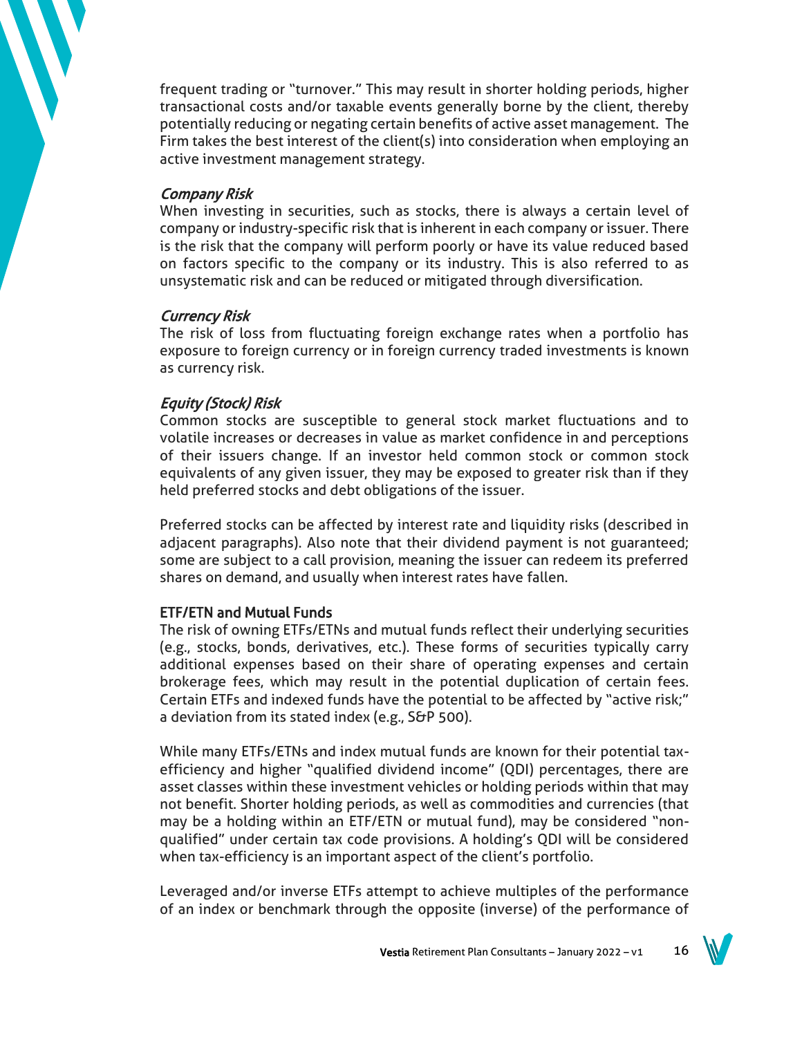frequent trading or "turnover." This may result in shorter holding periods, higher transactional costs and/or taxable events generally borne by the client, thereby potentially reducing or negating certain benefits of active asset management. The Firm takes the best interest of the client(s) into consideration when employing an active investment management strategy.

*Company Risk*

When investing in securities, such as stocks, there is always a certain level of company or industry-specific risk that is inherent in each company or issuer. There is the risk that the company will perform poorly or have its value reduced based on factors specific to the company or its industry. This is also referred to as unsystematic risk and can be reduced or mitigated through diversification.

*Currency Risk*

The risk of loss from fluctuating foreign exchange rates when a portfolio has exposure to foreign currency or in foreign currency traded investments is known as currency risk.

*Equity (Stock) Risk*

Common stocks are susceptible to general stock market fluctuations and to volatile increases or decreases in value as market confidence in and perceptions of their issuers change. If an investor held common stock or common stock equivalents of any given issuer, they may be exposed to greater risk than if they held preferred stocks and debt obligations of the issuer.

Preferred stocks can be affected by interest rate and liquidity risks (described in adjacent paragraphs). Also note that their dividend payment is not guaranteed; some are subject to a call provision, meaning the issuer can redeem its preferred shares on demand, and usually when interest rates have fallen.

**ETF/ETN and Mutual Funds**

The risk of owning ETFs/ETNs and mutual funds reflect their underlying securities (e.g., stocks, bonds, derivatives, etc.). These forms of securities typically carry additional expenses based on their share of operating expenses and certain brokerage fees, which may result in the potential duplication of certain fees. Certain ETFs and indexed funds have the potential to be affected by "active risk;" a deviation from its stated index (e.g., S&P 500).

While many ETFs/ETNs and index mutual funds are known for their potential tax-efficiency and higher "qualified dividend income" (QDI) percentages, there are asset classes within these investment vehicles or holding periods within that may not benefit. Shorter holding periods, as well as commodities and currencies (that may be a holding within an ETF/ETN or mutual fund), may be considered "non-qualified" under certain tax code provisions. A holding's QDI will be considered when tax-efficiency is an important aspect of the client's portfolio.

Leveraged and/or inverse ETFs attempt to achieve multiples of the performance of an index or benchmark through the opposite (inverse) of the performance of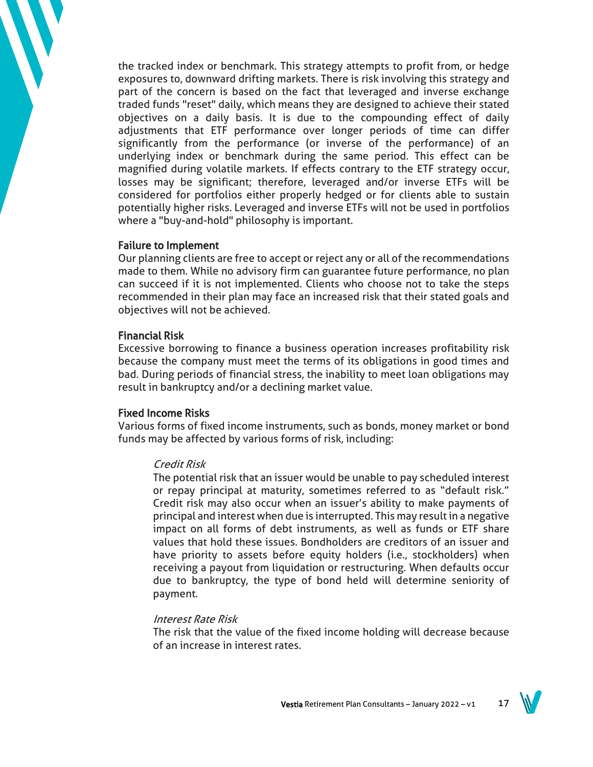the tracked index or benchmark. This strategy attempts to profit from, or hedge exposures to, downward drifting markets. There is risk involving this strategy and part of the concern is based on the fact that leveraged and inverse exchange traded funds "reset" daily, which means they are designed to achieve their stated objectives on a daily basis. It is due to the compounding effect of daily adjustments that ETF performance over longer periods of time can differ significantly from the performance (or inverse of the performance) of an underlying index or benchmark during the same period. This effect can be magnified during volatile markets. If effects contrary to the ETF strategy occur, losses may be significant; therefore, leveraged and/or inverse ETFs will be considered for portfolios either properly hedged or for clients able to sustain potentially higher risks. Leveraged and inverse ETFs will not be used in portfolios where a "buy-and-hold" philosophy is important.

**Failure to Implement**

Our planning clients are free to accept or reject any or all of the recommendations made to them. While no advisory firm can guarantee future performance, no plan can succeed if it is not implemented. Clients who choose not to take the steps recommended in their plan may face an increased risk that their stated goals and objectives will not be achieved.

**Financial Risk**

Excessive borrowing to finance a business operation increases profitability risk because the company must meet the terms of its obligations in good times and bad. During periods of financial stress, the inability to meet loan obligations may result in bankruptcy and/or a declining market value.

**Fixed Income Risks**

Various forms of fixed income instruments, such as bonds, money market or bond funds may be affected by various forms of risk, including:

*Credit Risk*

The potential risk that an issuer would be unable to pay scheduled interest or repay principal at maturity, sometimes referred to as "default risk." Credit risk may also occur when an issuer's ability to make payments of principal and interest when due is interrupted. This may result in a negative impact on all forms of debt instruments, as well as funds or ETF share values that hold these issues. Bondholders are creditors of an issuer and have priority to assets before equity holders (i.e., stockholders) when receiving a payout from liquidation or restructuring. When defaults occur due to bankruptcy, the type of bond held will determine seniority of payment.

*Interest Rate Risk*

The risk that the value of the fixed income holding will decrease because of an increase in interest rates.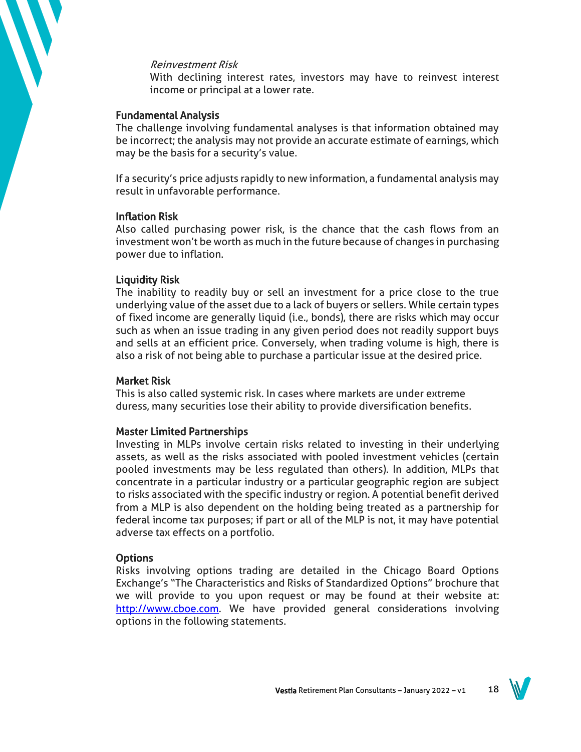*Reinvestment Risk*

With declining interest rates, investors may have to reinvest interest income or principal at a lower rate.

### Fundamental Analysis

The challenge involving fundamental analyses is that information obtained may be incorrect; the analysis may not provide an accurate estimate of earnings, which may be the basis for a security's value.

If a security's price adjusts rapidly to new information, a fundamental analysis may result in unfavorable performance.

### Inflation Risk

Also called purchasing power risk, is the chance that the cash flows from an investment won't be worth as much in the future because of changes in purchasing power due to inflation.

### Liquidity Risk

The inability to readily buy or sell an investment for a price close to the true underlying value of the asset due to a lack of buyers or sellers. While certain types of fixed income are generally liquid (i.e., bonds), there are risks which may occur such as when an issue trading in any given period does not readily support buys and sells at an efficient price. Conversely, when trading volume is high, there is also a risk of not being able to purchase a particular issue at the desired price.

### Market Risk

This is also called systemic risk. In cases where markets are under extreme duress, many securities lose their ability to provide diversification benefits.

### Master Limited Partnerships

Investing in MLPs involve certain risks related to investing in their underlying assets, as well as the risks associated with pooled investment vehicles (certain pooled investments may be less regulated than others). In addition, MLPs that concentrate in a particular industry or a particular geographic region are subject to risks associated with the specific industry or region. A potential benefit derived from a MLP is also dependent on the holding being treated as a partnership for federal income tax purposes; if part or all of the MLP is not, it may have potential adverse tax effects on a portfolio.

### Options

Risks involving options trading are detailed in the Chicago Board Options Exchange's "The Characteristics and Risks of Standardized Options" brochure that we will provide to you upon request or may be found at their website at: [http://www.cboe.com](http://www.cboe.com). We have provided general considerations involving options in the following statements.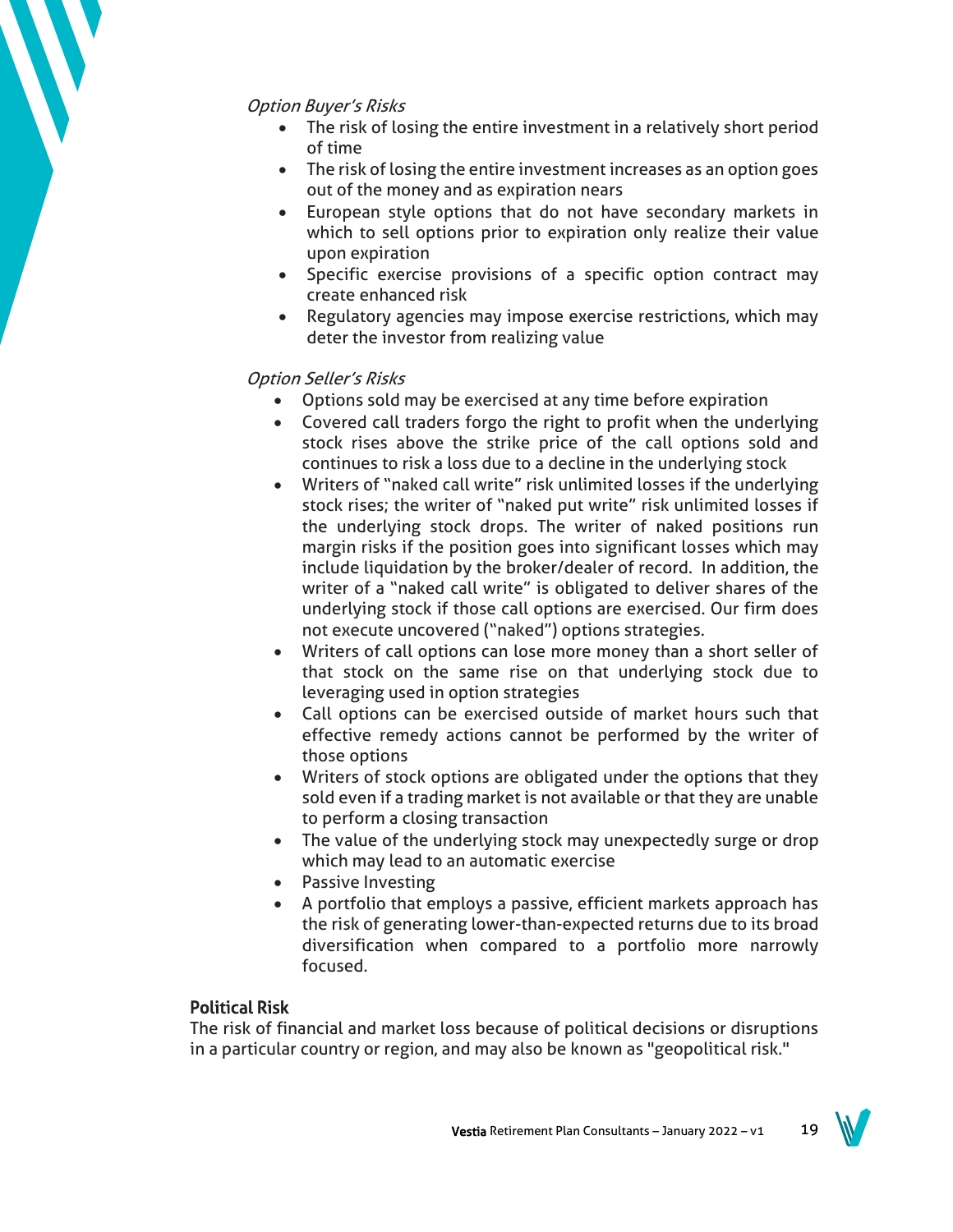*Option Buyer's Risks*

- The risk of losing the entire investment in a relatively short period of time
- The risk of losing the entire investment increases as an option goes out of the money and as expiration nears
- European style options that do not have secondary markets in which to sell options prior to expiration only realize their value upon expiration
- Specific exercise provisions of a specific option contract may create enhanced risk
- Regulatory agencies may impose exercise restrictions, which may deter the investor from realizing value

*Option Seller's Risks*

- Options sold may be exercised at any time before expiration
- Covered call traders forgo the right to profit when the underlying stock rises above the strike price of the call options sold and continues to risk a loss due to a decline in the underlying stock
- Writers of "naked call write" risk unlimited losses if the underlying stock rises; the writer of "naked put write" risk unlimited losses if the underlying stock drops. The writer of naked positions run margin risks if the position goes into significant losses which may include liquidation by the broker/dealer of record. In addition, the writer of a "naked call write" is obligated to deliver shares of the underlying stock if those call options are exercised. Our firm does not execute uncovered ("naked") options strategies.
- Writers of call options can lose more money than a short seller of that stock on the same rise on that underlying stock due to leveraging used in option strategies
- Call options can be exercised outside of market hours such that effective remedy actions cannot be performed by the writer of those options
- Writers of stock options are obligated under the options that they sold even if a trading market is not available or that they are unable to perform a closing transaction
- The value of the underlying stock may unexpectedly surge or drop which may lead to an automatic exercise
- Passive Investing
- A portfolio that employs a passive, efficient markets approach has the risk of generating lower-than-expected returns due to its broad diversification when compared to a portfolio more narrowly focused.

**Political Risk**

The risk of financial and market loss because of political decisions or disruptions in a particular country or region, and may also be known as "geopolitical risk."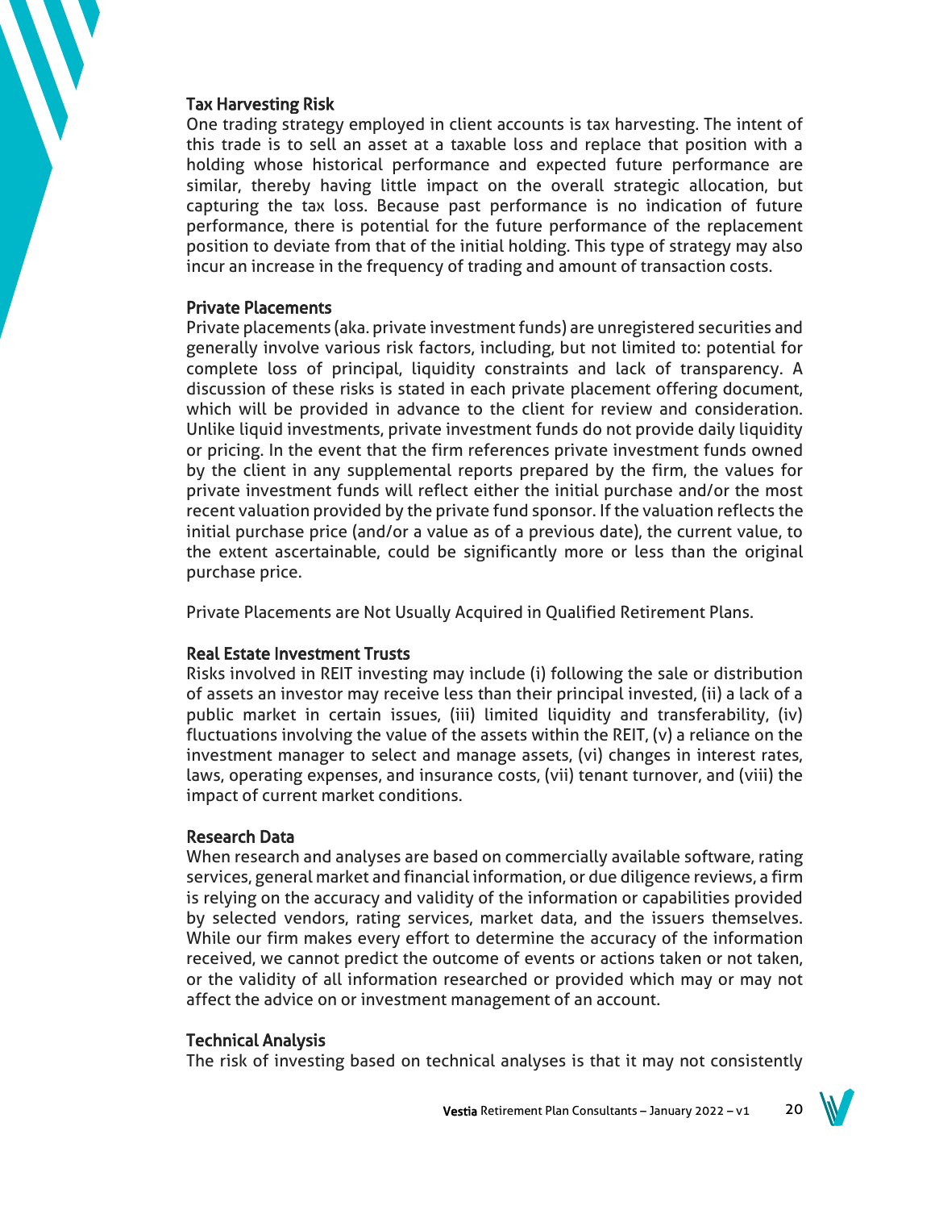### Tax Harvesting Risk

One trading strategy employed in client accounts is tax harvesting. The intent of this trade is to sell an asset at a taxable loss and replace that position with a holding whose historical performance and expected future performance are similar, thereby having little impact on the overall strategic allocation, but capturing the tax loss. Because past performance is no indication of future performance, there is potential for the future performance of the replacement position to deviate from that of the initial holding. This type of strategy may also incur an increase in the frequency of trading and amount of transaction costs.

### Private Placements

Private placements (aka. private investment funds) are unregistered securities and generally involve various risk factors, including, but not limited to: potential for complete loss of principal, liquidity constraints and lack of transparency. A discussion of these risks is stated in each private placement offering document, which will be provided in advance to the client for review and consideration. Unlike liquid investments, private investment funds do not provide daily liquidity or pricing. In the event that the firm references private investment funds owned by the client in any supplemental reports prepared by the firm, the values for private investment funds will reflect either the initial purchase and/or the most recent valuation provided by the private fund sponsor. If the valuation reflects the initial purchase price (and/or a value as of a previous date), the current value, to the extent ascertainable, could be significantly more or less than the original purchase price.

Private Placements are Not Usually Acquired in Qualified Retirement Plans.

### Real Estate Investment Trusts

Risks involved in REIT investing may include (i) following the sale or distribution of assets an investor may receive less than their principal invested, (ii) a lack of a public market in certain issues, (iii) limited liquidity and transferability, (iv) fluctuations involving the value of the assets within the REIT, (v) a reliance on the investment manager to select and manage assets, (vi) changes in interest rates, laws, operating expenses, and insurance costs, (vii) tenant turnover, and (viii) the impact of current market conditions.

### Research Data

When research and analyses are based on commercially available software, rating services, general market and financial information, or due diligence reviews, a firm is relying on the accuracy and validity of the information or capabilities provided by selected vendors, rating services, market data, and the issuers themselves. While our firm makes every effort to determine the accuracy of the information received, we cannot predict the outcome of events or actions taken or not taken, or the validity of all information researched or provided which may or may not affect the advice on or investment management of an account.

### Technical Analysis

The risk of investing based on technical analyses is that it may not consistently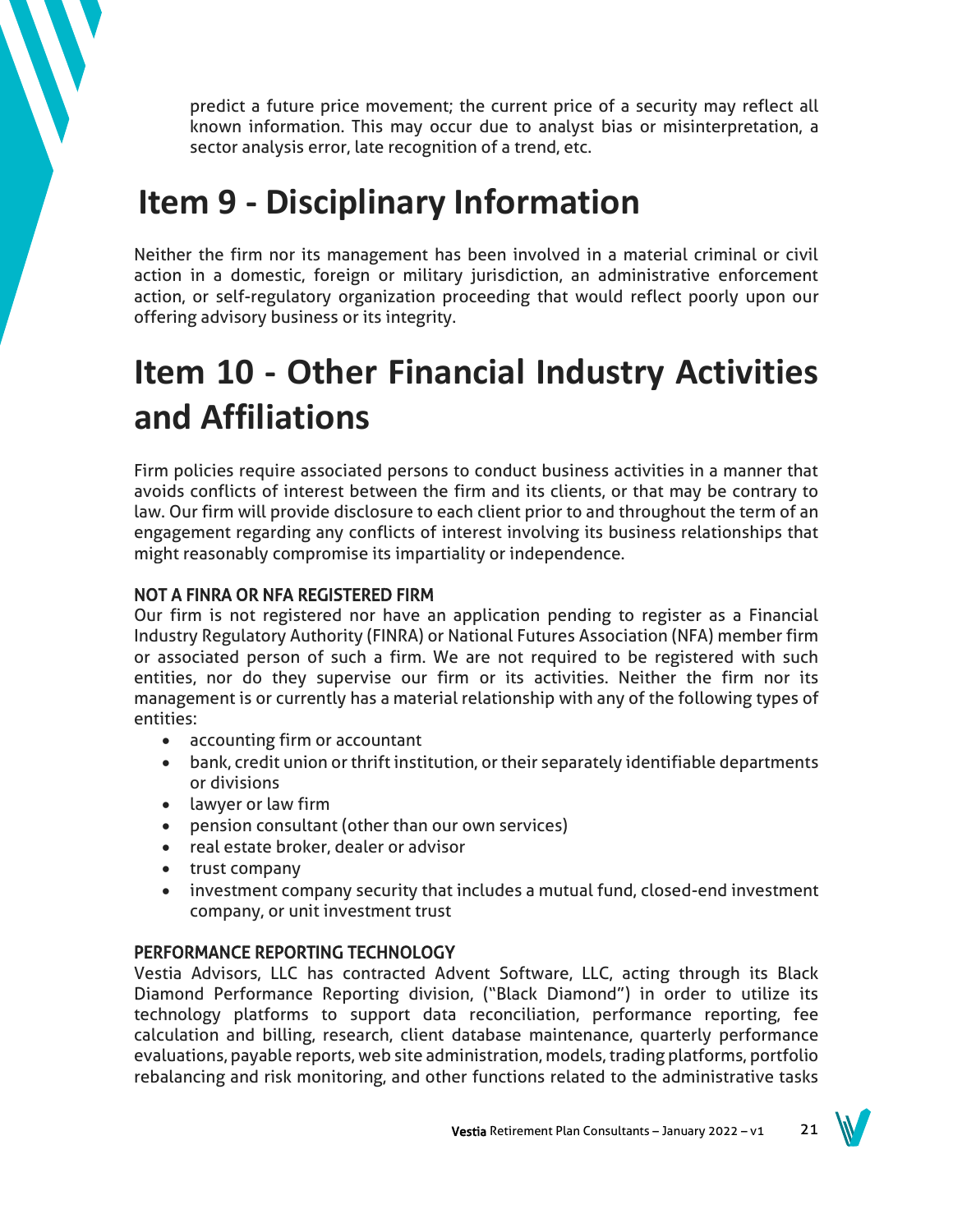predict a future price movement; the current price of a security may reflect all known information. This may occur due to analyst bias or misinterpretation, a sector analysis error, late recognition of a trend, etc.

# Item 9 - Disciplinary Information

Neither the firm nor its management has been involved in a material criminal or civil action in a domestic, foreign or military jurisdiction, an administrative enforcement action, or self-regulatory organization proceeding that would reflect poorly upon our offering advisory business or its integrity.

# Item 10 - Other Financial Industry Activities and Affiliations

Firm policies require associated persons to conduct business activities in a manner that avoids conflicts of interest between the firm and its clients, or that may be contrary to law. Our firm will provide disclosure to each client prior to and throughout the term of an engagement regarding any conflicts of interest involving its business relationships that might reasonably compromise its impartiality or independence.

### NOT A FINRA OR NFA REGISTERED FIRM

Our firm is not registered nor have an application pending to register as a Financial Industry Regulatory Authority (FINRA) or National Futures Association (NFA) member firm or associated person of such a firm. We are not required to be registered with such entities, nor do they supervise our firm or its activities. Neither the firm nor its management is or currently has a material relationship with any of the following types of entities:

- accounting firm or accountant
- bank, credit union or thrift institution, or their separately identifiable departments or divisions
- lawyer or law firm
- pension consultant (other than our own services)
- real estate broker, dealer or advisor
- trust company
- investment company security that includes a mutual fund, closed-end investment company, or unit investment trust

### PERFORMANCE REPORTING TECHNOLOGY

Vestia Advisors, LLC has contracted Advent Software, LLC, acting through its Black Diamond Performance Reporting division, ("Black Diamond") in order to utilize its technology platforms to support data reconciliation, performance reporting, fee calculation and billing, research, client database maintenance, quarterly performance evaluations, payable reports, web site administration, models, trading platforms, portfolio rebalancing and risk monitoring, and other functions related to the administrative tasks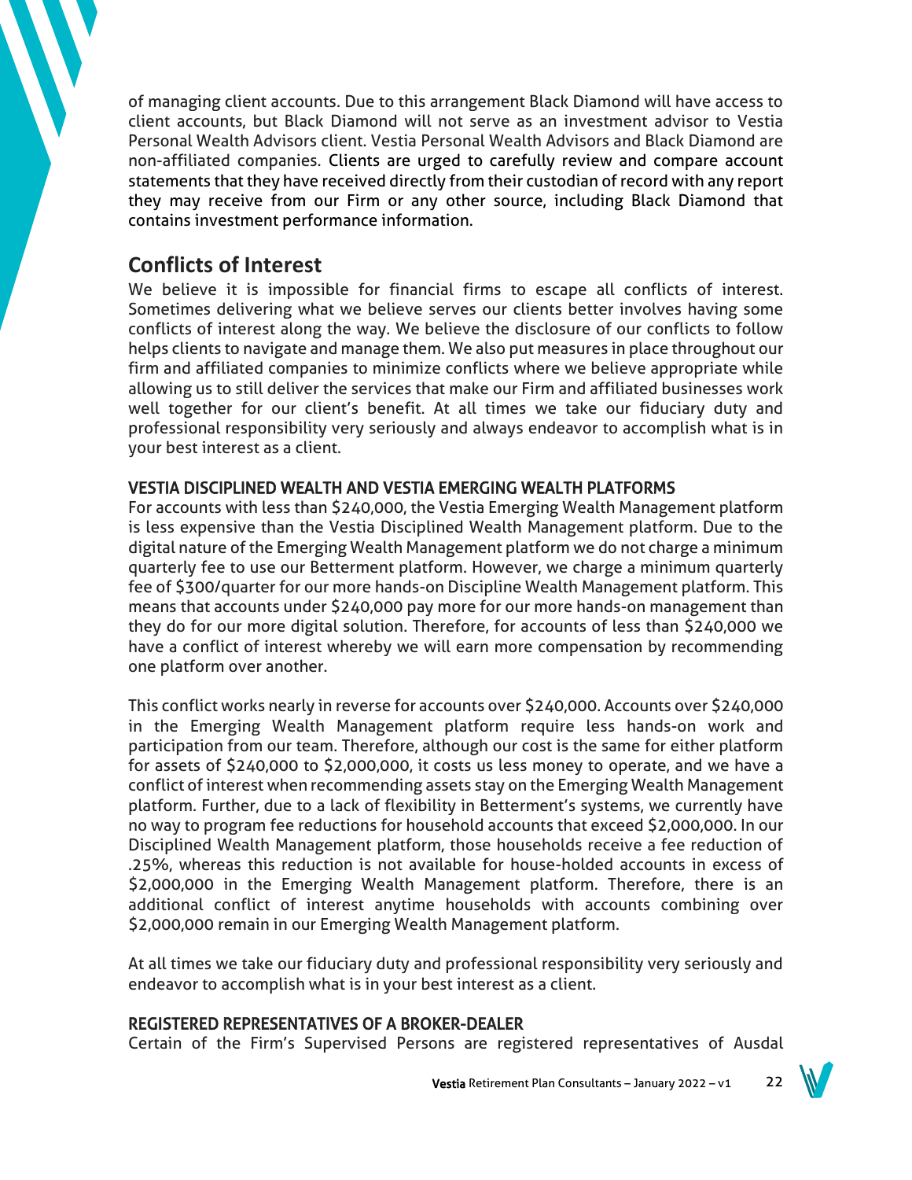of managing client accounts. Due to this arrangement Black Diamond will have access to client accounts, but Black Diamond will not serve as an investment advisor to Vestia Personal Wealth Advisors client. Vestia Personal Wealth Advisors and Black Diamond are non-affiliated companies. Clients are urged to carefully review and compare account statements that they have received directly from their custodian of record with any report they may receive from our Firm or any other source, including Black Diamond that contains investment performance information.

## Conflicts of Interest

We believe it is impossible for financial firms to escape all conflicts of interest. Sometimes delivering what we believe serves our clients better involves having some conflicts of interest along the way. We believe the disclosure of our conflicts to follow helps clients to navigate and manage them. We also put measures in place throughout our firm and affiliated companies to minimize conflicts where we believe appropriate while allowing us to still deliver the services that make our Firm and affiliated businesses work well together for our client's benefit. At all times we take our fiduciary duty and professional responsibility very seriously and always endeavor to accomplish what is in your best interest as a client.

### VESTIA DISCIPLINED WEALTH AND VESTIA EMERGING WEALTH PLATFORMS

For accounts with less than $240,000, the Vestia Emerging Wealth Management platform is less expensive than the Vestia Disciplined Wealth Management platform. Due to the digital nature of the Emerging Wealth Management platform we do not charge a minimum quarterly fee to use our Betterment platform. However, we charge a minimum quarterly fee of $300/quarter for our more hands-on Discipline Wealth Management platform. This means that accounts under $240,000 pay more for our more hands-on management than they do for our more digital solution. Therefore, for accounts of less than $240,000 we have a conflict of interest whereby we will earn more compensation by recommending one platform over another.

This conflict works nearly in reverse for accounts over $240,000. Accounts over $240,000 in the Emerging Wealth Management platform require less hands-on work and participation from our team. Therefore, although our cost is the same for either platform for assets of $240,000 to $2,000,000, it costs us less money to operate, and we have a conflict of interest when recommending assets stay on the Emerging Wealth Management platform. Further, due to a lack of flexibility in Betterment's systems, we currently have no way to program fee reductions for household accounts that exceed $2,000,000. In our Disciplined Wealth Management platform, those households receive a fee reduction of .25%, whereas this reduction is not available for house-holded accounts in excess of $2,000,000 in the Emerging Wealth Management platform. Therefore, there is an additional conflict of interest anytime households with accounts combining over $2,000,000 remain in our Emerging Wealth Management platform.

At all times we take our fiduciary duty and professional responsibility very seriously and endeavor to accomplish what is in your best interest as a client.

### REGISTERED REPRESENTATIVES OF A BROKER-DEALER

Certain of the Firm's Supervised Persons are registered representatives of Ausdal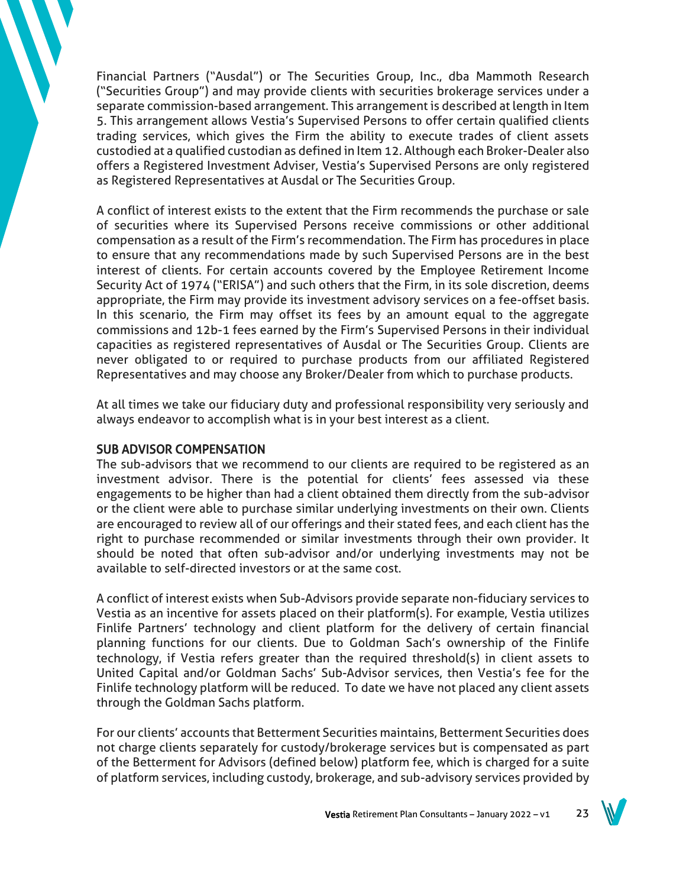Financial Partners ("Ausdal") or The Securities Group, Inc., dba Mammoth Research ("Securities Group") and may provide clients with securities brokerage services under a separate commission-based arrangement. This arrangement is described at length in Item 5. This arrangement allows Vestia's Supervised Persons to offer certain qualified clients trading services, which gives the Firm the ability to execute trades of client assets custodied at a qualified custodian as defined in Item 12. Although each Broker-Dealer also offers a Registered Investment Adviser, Vestia's Supervised Persons are only registered as Registered Representatives at Ausdal or The Securities Group.

A conflict of interest exists to the extent that the Firm recommends the purchase or sale of securities where its Supervised Persons receive commissions or other additional compensation as a result of the Firm's recommendation. The Firm has procedures in place to ensure that any recommendations made by such Supervised Persons are in the best interest of clients. For certain accounts covered by the Employee Retirement Income Security Act of 1974 ("ERISA") and such others that the Firm, in its sole discretion, deems appropriate, the Firm may provide its investment advisory services on a fee-offset basis. In this scenario, the Firm may offset its fees by an amount equal to the aggregate commissions and 12b-1 fees earned by the Firm's Supervised Persons in their individual capacities as registered representatives of Ausdal or The Securities Group. Clients are never obligated to or required to purchase products from our affiliated Registered Representatives and may choose any Broker/Dealer from which to purchase products.

At all times we take our fiduciary duty and professional responsibility very seriously and always endeavor to accomplish what is in your best interest as a client.

## SUB ADVISOR COMPENSATION

The sub-advisors that we recommend to our clients are required to be registered as an investment advisor. There is the potential for clients' fees assessed via these engagements to be higher than had a client obtained them directly from the sub-advisor or the client were able to purchase similar underlying investments on their own. Clients are encouraged to review all of our offerings and their stated fees, and each client has the right to purchase recommended or similar investments through their own provider. It should be noted that often sub-advisor and/or underlying investments may not be available to self-directed investors or at the same cost.

A conflict of interest exists when Sub-Advisors provide separate non-fiduciary services to Vestia as an incentive for assets placed on their platform(s). For example, Vestia utilizes Finlife Partners' technology and client platform for the delivery of certain financial planning functions for our clients. Due to Goldman Sach's ownership of the Finlife technology, if Vestia refers greater than the required threshold(s) in client assets to United Capital and/or Goldman Sachs' Sub-Advisor services, then Vestia's fee for the Finlife technology platform will be reduced. To date we have not placed any client assets through the Goldman Sachs platform.

For our clients' accounts that Betterment Securities maintains, Betterment Securities does not charge clients separately for custody/brokerage services but is compensated as part of the Betterment for Advisors (defined below) platform fee, which is charged for a suite of platform services, including custody, brokerage, and sub-advisory services provided by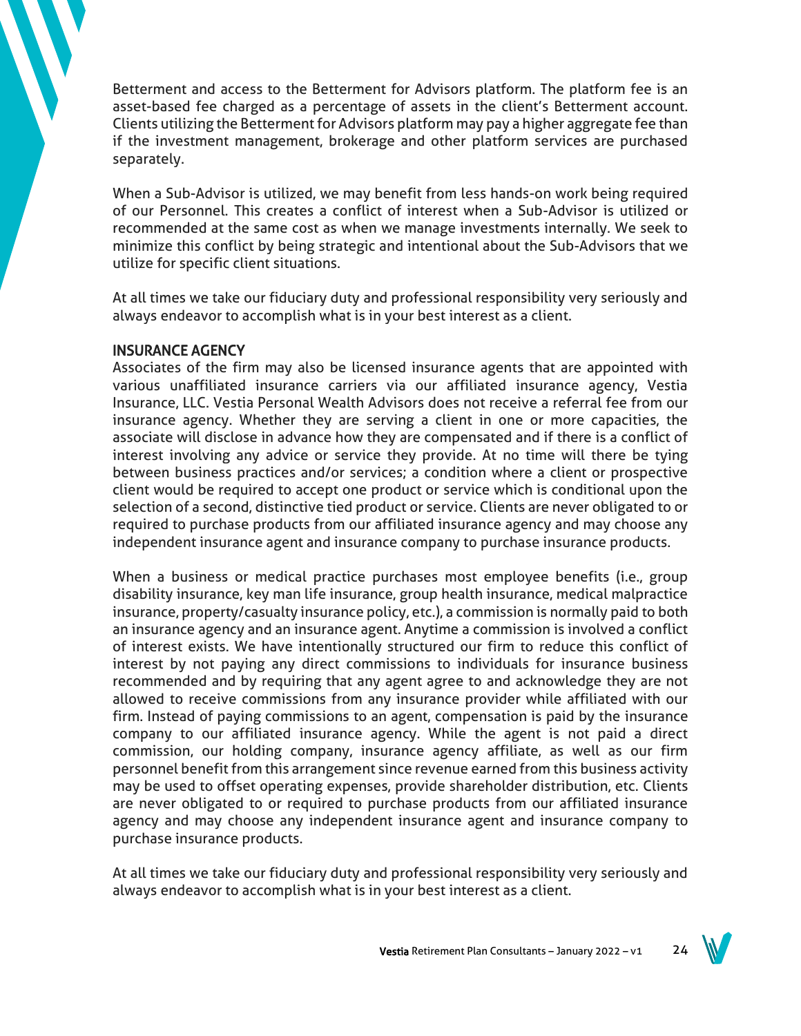Betterment and access to the Betterment for Advisors platform. The platform fee is an asset-based fee charged as a percentage of assets in the client's Betterment account. Clients utilizing the Betterment for Advisors platform may pay a higher aggregate fee than if the investment management, brokerage and other platform services are purchased separately.

When a Sub-Advisor is utilized, we may benefit from less hands-on work being required of our Personnel. This creates a conflict of interest when a Sub-Advisor is utilized or recommended at the same cost as when we manage investments internally. We seek to minimize this conflict by being strategic and intentional about the Sub-Advisors that we utilize for specific client situations.

At all times we take our fiduciary duty and professional responsibility very seriously and always endeavor to accomplish what is in your best interest as a client.

## INSURANCE AGENCY

Associates of the firm may also be licensed insurance agents that are appointed with various unaffiliated insurance carriers via our affiliated insurance agency, Vestia Insurance, LLC. Vestia Personal Wealth Advisors does not receive a referral fee from our insurance agency. Whether they are serving a client in one or more capacities, the associate will disclose in advance how they are compensated and if there is a conflict of interest involving any advice or service they provide. At no time will there be tying between business practices and/or services; a condition where a client or prospective client would be required to accept one product or service which is conditional upon the selection of a second, distinctive tied product or service. Clients are never obligated to or required to purchase products from our affiliated insurance agency and may choose any independent insurance agent and insurance company to purchase insurance products.

When a business or medical practice purchases most employee benefits (i.e., group disability insurance, key man life insurance, group health insurance, medical malpractice insurance, property/casualty insurance policy, etc.), a commission is normally paid to both an insurance agency and an insurance agent. Anytime a commission is involved a conflict of interest exists. We have intentionally structured our firm to reduce this conflict of interest by not paying any direct commissions to individuals for insurance business recommended and by requiring that any agent agree to and acknowledge they are not allowed to receive commissions from any insurance provider while affiliated with our firm. Instead of paying commissions to an agent, compensation is paid by the insurance company to our affiliated insurance agency. While the agent is not paid a direct commission, our holding company, insurance agency affiliate, as well as our firm personnel benefit from this arrangement since revenue earned from this business activity may be used to offset operating expenses, provide shareholder distribution, etc. Clients are never obligated to or required to purchase products from our affiliated insurance agency and may choose any independent insurance agent and insurance company to purchase insurance products.

At all times we take our fiduciary duty and professional responsibility very seriously and always endeavor to accomplish what is in your best interest as a client.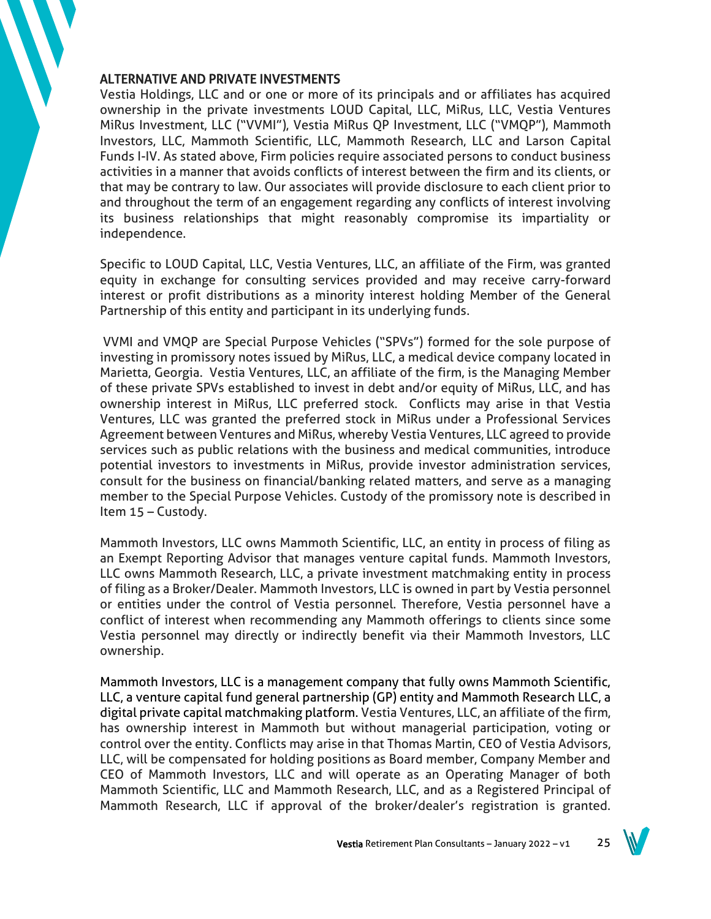## ALTERNATIVE AND PRIVATE INVESTMENTS

Vestia Holdings, LLC and or one or more of its principals and or affiliates has acquired ownership in the private investments LOUD Capital, LLC, MiRus, LLC, Vestia Ventures MiRus Investment, LLC ("VVMI"), Vestia MiRus QP Investment, LLC ("VMQP"), Mammoth Investors, LLC, Mammoth Scientific, LLC, Mammoth Research, LLC and Larson Capital Funds I-IV. As stated above, Firm policies require associated persons to conduct business activities in a manner that avoids conflicts of interest between the firm and its clients, or that may be contrary to law. Our associates will provide disclosure to each client prior to and throughout the term of an engagement regarding any conflicts of interest involving its business relationships that might reasonably compromise its impartiality or independence.

Specific to LOUD Capital, LLC, Vestia Ventures, LLC, an affiliate of the Firm, was granted equity in exchange for consulting services provided and may receive carry-forward interest or profit distributions as a minority interest holding Member of the General Partnership of this entity and participant in its underlying funds.

VVMI and VMQP are Special Purpose Vehicles ("SPVs") formed for the sole purpose of investing in promissory notes issued by MiRus, LLC, a medical device company located in Marietta, Georgia. Vestia Ventures, LLC, an affiliate of the firm, is the Managing Member of these private SPVs established to invest in debt and/or equity of MiRus, LLC, and has ownership interest in MiRus, LLC preferred stock. Conflicts may arise in that Vestia Ventures, LLC was granted the preferred stock in MiRus under a Professional Services Agreement between Ventures and MiRus, whereby Vestia Ventures, LLC agreed to provide services such as public relations with the business and medical communities, introduce potential investors to investments in MiRus, provide investor administration services, consult for the business on financial/banking related matters, and serve as a managing member to the Special Purpose Vehicles. Custody of the promissory note is described in Item 15 – Custody.

Mammoth Investors, LLC owns Mammoth Scientific, LLC, an entity in process of filing as an Exempt Reporting Advisor that manages venture capital funds. Mammoth Investors, LLC owns Mammoth Research, LLC, a private investment matchmaking entity in process of filing as a Broker/Dealer. Mammoth Investors, LLC is owned in part by Vestia personnel or entities under the control of Vestia personnel. Therefore, Vestia personnel have a conflict of interest when recommending any Mammoth offerings to clients since some Vestia personnel may directly or indirectly benefit via their Mammoth Investors, LLC ownership.

Mammoth Investors, LLC is a management company that fully owns Mammoth Scientific, LLC, a venture capital fund general partnership (GP) entity and Mammoth Research LLC, a digital private capital matchmaking platform. Vestia Ventures, LLC, an affiliate of the firm, has ownership interest in Mammoth but without managerial participation, voting or control over the entity. Conflicts may arise in that Thomas Martin, CEO of Vestia Advisors, LLC, will be compensated for holding positions as Board member, Company Member and CEO of Mammoth Investors, LLC and will operate as an Operating Manager of both Mammoth Scientific, LLC and Mammoth Research, LLC, and as a Registered Principal of Mammoth Research, LLC if approval of the broker/dealer's registration is granted.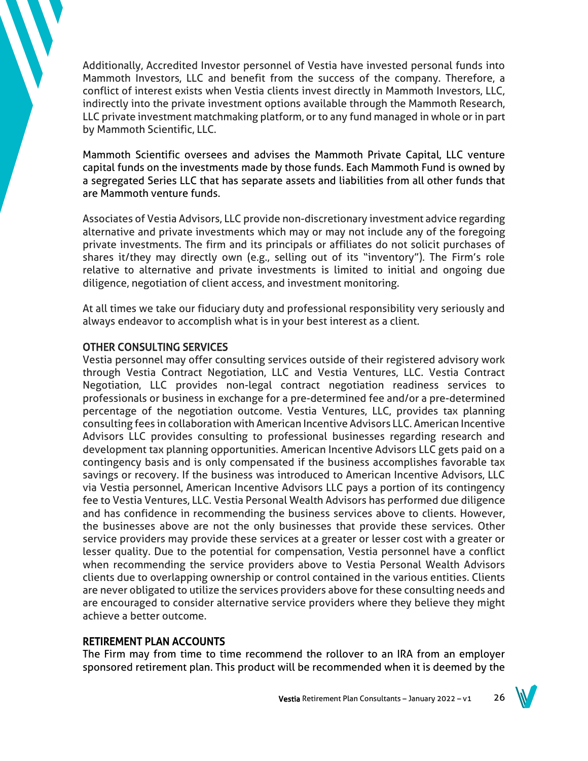Additionally, Accredited Investor personnel of Vestia have invested personal funds into Mammoth Investors, LLC and benefit from the success of the company. Therefore, a conflict of interest exists when Vestia clients invest directly in Mammoth Investors, LLC, indirectly into the private investment options available through the Mammoth Research, LLC private investment matchmaking platform, or to any fund managed in whole or in part by Mammoth Scientific, LLC.

Mammoth Scientific oversees and advises the Mammoth Private Capital, LLC venture capital funds on the investments made by those funds. Each Mammoth Fund is owned by a segregated Series LLC that has separate assets and liabilities from all other funds that are Mammoth venture funds.

Associates of Vestia Advisors, LLC provide non-discretionary investment advice regarding alternative and private investments which may or may not include any of the foregoing private investments. The firm and its principals or affiliates do not solicit purchases of shares it/they may directly own (e.g., selling out of its "inventory"). The Firm's role relative to alternative and private investments is limited to initial and ongoing due diligence, negotiation of client access, and investment monitoring.

At all times we take our fiduciary duty and professional responsibility very seriously and always endeavor to accomplish what is in your best interest as a client.

## OTHER CONSULTING SERVICES

Vestia personnel may offer consulting services outside of their registered advisory work through Vestia Contract Negotiation, LLC and Vestia Ventures, LLC. Vestia Contract Negotiation, LLC provides non-legal contract negotiation readiness services to professionals or business in exchange for a pre-determined fee and/or a pre-determined percentage of the negotiation outcome. Vestia Ventures, LLC, provides tax planning consulting fees in collaboration with American Incentive Advisors LLC. American Incentive Advisors LLC provides consulting to professional businesses regarding research and development tax planning opportunities. American Incentive Advisors LLC gets paid on a contingency basis and is only compensated if the business accomplishes favorable tax savings or recovery. If the business was introduced to American Incentive Advisors, LLC via Vestia personnel, American Incentive Advisors LLC pays a portion of its contingency fee to Vestia Ventures, LLC. Vestia Personal Wealth Advisors has performed due diligence and has confidence in recommending the business services above to clients. However, the businesses above are not the only businesses that provide these services. Other service providers may provide these services at a greater or lesser cost with a greater or lesser quality. Due to the potential for compensation, Vestia personnel have a conflict when recommending the service providers above to Vestia Personal Wealth Advisors clients due to overlapping ownership or control contained in the various entities. Clients are never obligated to utilize the services providers above for these consulting needs and are encouraged to consider alternative service providers where they believe they might achieve a better outcome.

## RETIREMENT PLAN ACCOUNTS

The Firm may from time to time recommend the rollover to an IRA from an employer sponsored retirement plan. This product will be recommended when it is deemed by the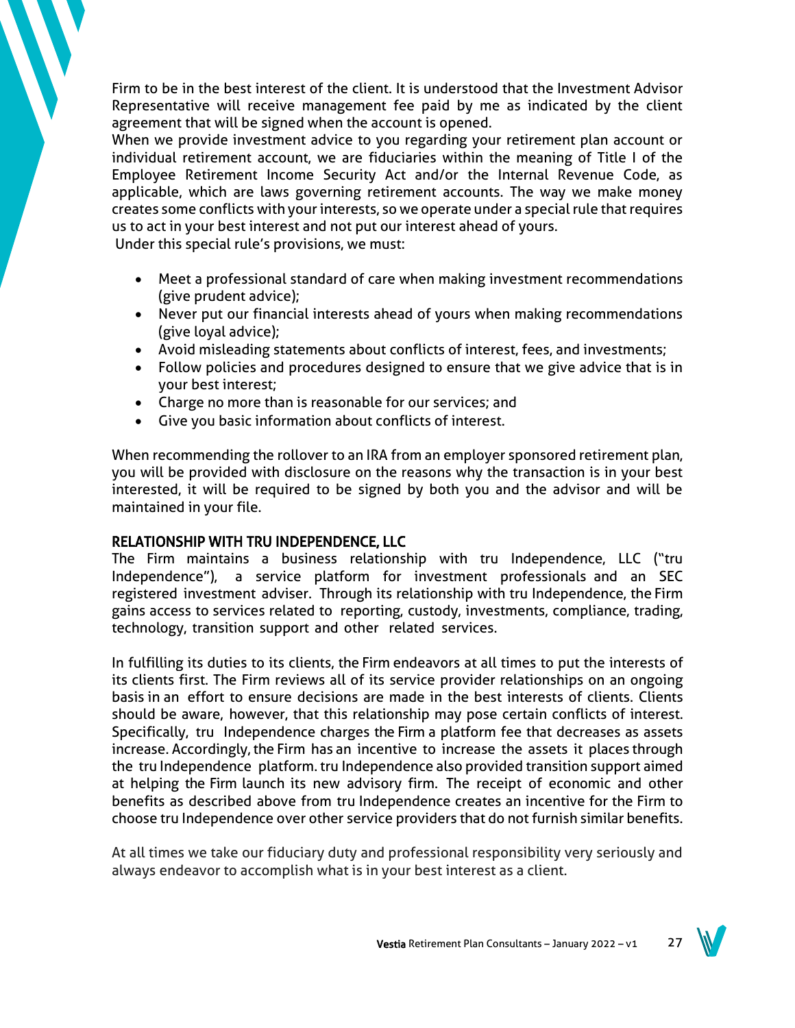Firm to be in the best interest of the client. It is understood that the Investment Advisor Representative will receive management fee paid by me as indicated by the client agreement that will be signed when the account is opened.

When we provide investment advice to you regarding your retirement plan account or individual retirement account, we are fiduciaries within the meaning of Title I of the Employee Retirement Income Security Act and/or the Internal Revenue Code, as applicable, which are laws governing retirement accounts. The way we make money creates some conflicts with your interests, so we operate under a special rule that requires us to act in your best interest and not put our interest ahead of yours.

Under this special rule's provisions, we must:

- Meet a professional standard of care when making investment recommendations (give prudent advice);
- Never put our financial interests ahead of yours when making recommendations (give loyal advice);
- Avoid misleading statements about conflicts of interest, fees, and investments;
- Follow policies and procedures designed to ensure that we give advice that is in your best interest;
- Charge no more than is reasonable for our services; and
- Give you basic information about conflicts of interest.

When recommending the rollover to an IRA from an employer sponsored retirement plan, you will be provided with disclosure on the reasons why the transaction is in your best interested, it will be required to be signed by both you and the advisor and will be maintained in your file.

**RELATIONSHIP WITH TRU INDEPENDENCE, LLC**

The Firm maintains a business relationship with tru Independence, LLC ("tru Independence"), a service platform for investment professionals and an SEC registered investment adviser. Through its relationship with tru Independence, the Firm gains access to services related to reporting, custody, investments, compliance, trading, technology, transition support and other related services.

In fulfilling its duties to its clients, the Firm endeavors at all times to put the interests of its clients first. The Firm reviews all of its service provider relationships on an ongoing basis in an effort to ensure decisions are made in the best interests of clients. Clients should be aware, however, that this relationship may pose certain conflicts of interest. Specifically, tru Independence charges the Firm a platform fee that decreases as assets increase. Accordingly, the Firm has an incentive to increase the assets it places through the tru Independence platform. tru Independence also provided transition support aimed at helping the Firm launch its new advisory firm. The receipt of economic and other benefits as described above from tru Independence creates an incentive for the Firm to choose tru Independence over other service providers that do not furnish similar benefits.

At all times we take our fiduciary duty and professional responsibility very seriously and always endeavor to accomplish what is in your best interest as a client.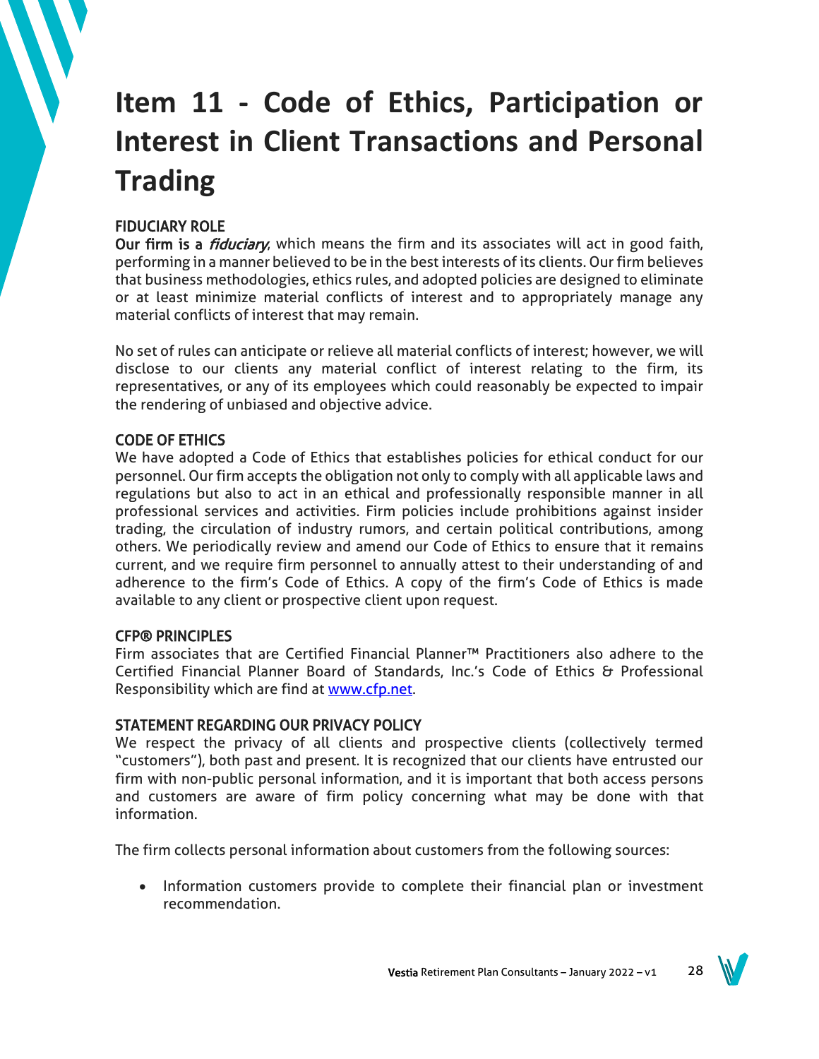# Item 11 - Code of Ethics, Participation or Interest in Client Transactions and Personal Trading

## FIDUCIARY ROLE

Our firm is a *fiduciary*, which means the firm and its associates will act in good faith, performing in a manner believed to be in the best interests of its clients. Our firm believes that business methodologies, ethics rules, and adopted policies are designed to eliminate or at least minimize material conflicts of interest and to appropriately manage any material conflicts of interest that may remain.

No set of rules can anticipate or relieve all material conflicts of interest; however, we will disclose to our clients any material conflict of interest relating to the firm, its representatives, or any of its employees which could reasonably be expected to impair the rendering of unbiased and objective advice.

## CODE OF ETHICS

We have adopted a Code of Ethics that establishes policies for ethical conduct for our personnel. Our firm accepts the obligation not only to comply with all applicable laws and regulations but also to act in an ethical and professionally responsible manner in all professional services and activities. Firm policies include prohibitions against insider trading, the circulation of industry rumors, and certain political contributions, among others. We periodically review and amend our Code of Ethics to ensure that it remains current, and we require firm personnel to annually attest to their understanding of and adherence to the firm's Code of Ethics. A copy of the firm's Code of Ethics is made available to any client or prospective client upon request.

## CFP® PRINCIPLES

Firm associates that are Certified Financial Planner™ Practitioners also adhere to the Certified Financial Planner Board of Standards, Inc.'s Code of Ethics & Professional Responsibility which are find at [www.cfp.net](http://www.cfp.net).

## STATEMENT REGARDING OUR PRIVACY POLICY

We respect the privacy of all clients and prospective clients (collectively termed "customers"), both past and present. It is recognized that our clients have entrusted our firm with non-public personal information, and it is important that both access persons and customers are aware of firm policy concerning what may be done with that information.

The firm collects personal information about customers from the following sources:

- Information customers provide to complete their financial plan or investment recommendation.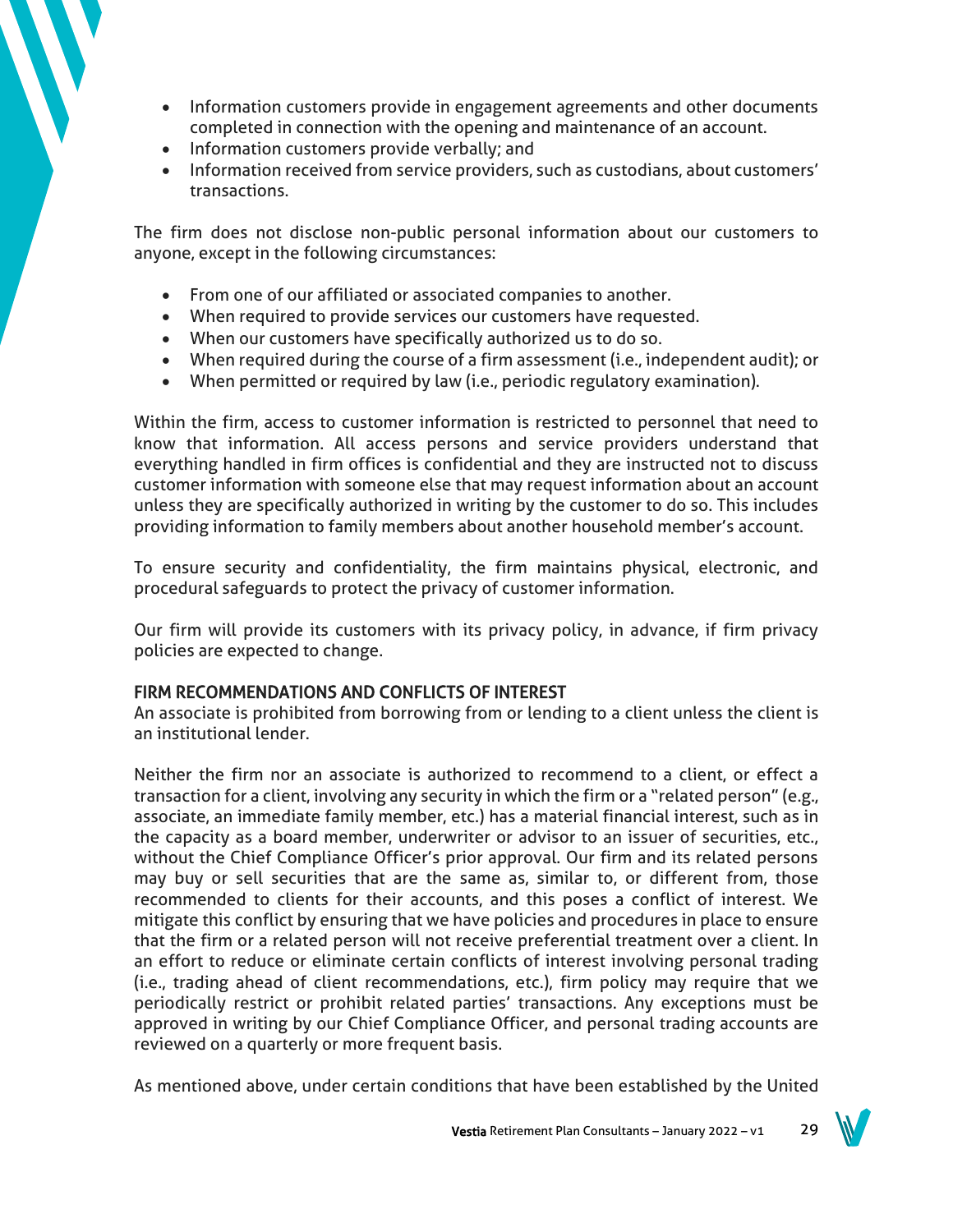- Information customers provide in engagement agreements and other documents completed in connection with the opening and maintenance of an account.
- Information customers provide verbally; and
- Information received from service providers, such as custodians, about customers' transactions.

The firm does not disclose non-public personal information about our customers to anyone, except in the following circumstances:

- From one of our affiliated or associated companies to another.
- When required to provide services our customers have requested.
- When our customers have specifically authorized us to do so.
- When required during the course of a firm assessment (i.e., independent audit); or
- When permitted or required by law (i.e., periodic regulatory examination).

Within the firm, access to customer information is restricted to personnel that need to know that information. All access persons and service providers understand that everything handled in firm offices is confidential and they are instructed not to discuss customer information with someone else that may request information about an account unless they are specifically authorized in writing by the customer to do so. This includes providing information to family members about another household member's account.

To ensure security and confidentiality, the firm maintains physical, electronic, and procedural safeguards to protect the privacy of customer information.

Our firm will provide its customers with its privacy policy, in advance, if firm privacy policies are expected to change.

## FIRM RECOMMENDATIONS AND CONFLICTS OF INTEREST

An associate is prohibited from borrowing from or lending to a client unless the client is an institutional lender.

Neither the firm nor an associate is authorized to recommend to a client, or effect a transaction for a client, involving any security in which the firm or a "related person" (e.g., associate, an immediate family member, etc.) has a material financial interest, such as in the capacity as a board member, underwriter or advisor to an issuer of securities, etc., without the Chief Compliance Officer's prior approval. Our firm and its related persons may buy or sell securities that are the same as, similar to, or different from, those recommended to clients for their accounts, and this poses a conflict of interest. We mitigate this conflict by ensuring that we have policies and procedures in place to ensure that the firm or a related person will not receive preferential treatment over a client. In an effort to reduce or eliminate certain conflicts of interest involving personal trading (i.e., trading ahead of client recommendations, etc.), firm policy may require that we periodically restrict or prohibit related parties' transactions. Any exceptions must be approved in writing by our Chief Compliance Officer, and personal trading accounts are reviewed on a quarterly or more frequent basis.

As mentioned above, under certain conditions that have been established by the United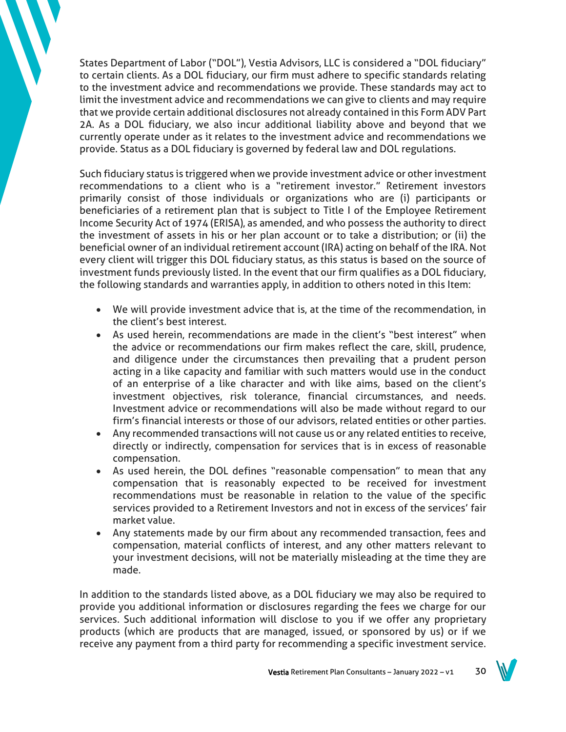States Department of Labor ("DOL"), Vestia Advisors, LLC is considered a "DOL fiduciary" to certain clients. As a DOL fiduciary, our firm must adhere to specific standards relating to the investment advice and recommendations we provide. These standards may act to limit the investment advice and recommendations we can give to clients and may require that we provide certain additional disclosures not already contained in this Form ADV Part 2A. As a DOL fiduciary, we also incur additional liability above and beyond that we currently operate under as it relates to the investment advice and recommendations we provide. Status as a DOL fiduciary is governed by federal law and DOL regulations.

Such fiduciary status is triggered when we provide investment advice or other investment recommendations to a client who is a "retirement investor." Retirement investors primarily consist of those individuals or organizations who are (i) participants or beneficiaries of a retirement plan that is subject to Title I of the Employee Retirement Income Security Act of 1974 (ERISA), as amended, and who possess the authority to direct the investment of assets in his or her plan account or to take a distribution; or (ii) the beneficial owner of an individual retirement account (IRA) acting on behalf of the IRA. Not every client will trigger this DOL fiduciary status, as this status is based on the source of investment funds previously listed. In the event that our firm qualifies as a DOL fiduciary, the following standards and warranties apply, in addition to others noted in this Item:

- We will provide investment advice that is, at the time of the recommendation, in the client's best interest.
- As used herein, recommendations are made in the client's "best interest" when the advice or recommendations our firm makes reflect the care, skill, prudence, and diligence under the circumstances then prevailing that a prudent person acting in a like capacity and familiar with such matters would use in the conduct of an enterprise of a like character and with like aims, based on the client's investment objectives, risk tolerance, financial circumstances, and needs. Investment advice or recommendations will also be made without regard to our firm's financial interests or those of our advisors, related entities or other parties.
- Any recommended transactions will not cause us or any related entities to receive, directly or indirectly, compensation for services that is in excess of reasonable compensation.
- As used herein, the DOL defines "reasonable compensation" to mean that any compensation that is reasonably expected to be received for investment recommendations must be reasonable in relation to the value of the specific services provided to a Retirement Investors and not in excess of the services' fair market value.
- Any statements made by our firm about any recommended transaction, fees and compensation, material conflicts of interest, and any other matters relevant to your investment decisions, will not be materially misleading at the time they are made.

In addition to the standards listed above, as a DOL fiduciary we may also be required to provide you additional information or disclosures regarding the fees we charge for our services. Such additional information will disclose to you if we offer any proprietary products (which are products that are managed, issued, or sponsored by us) or if we receive any payment from a third party for recommending a specific investment service.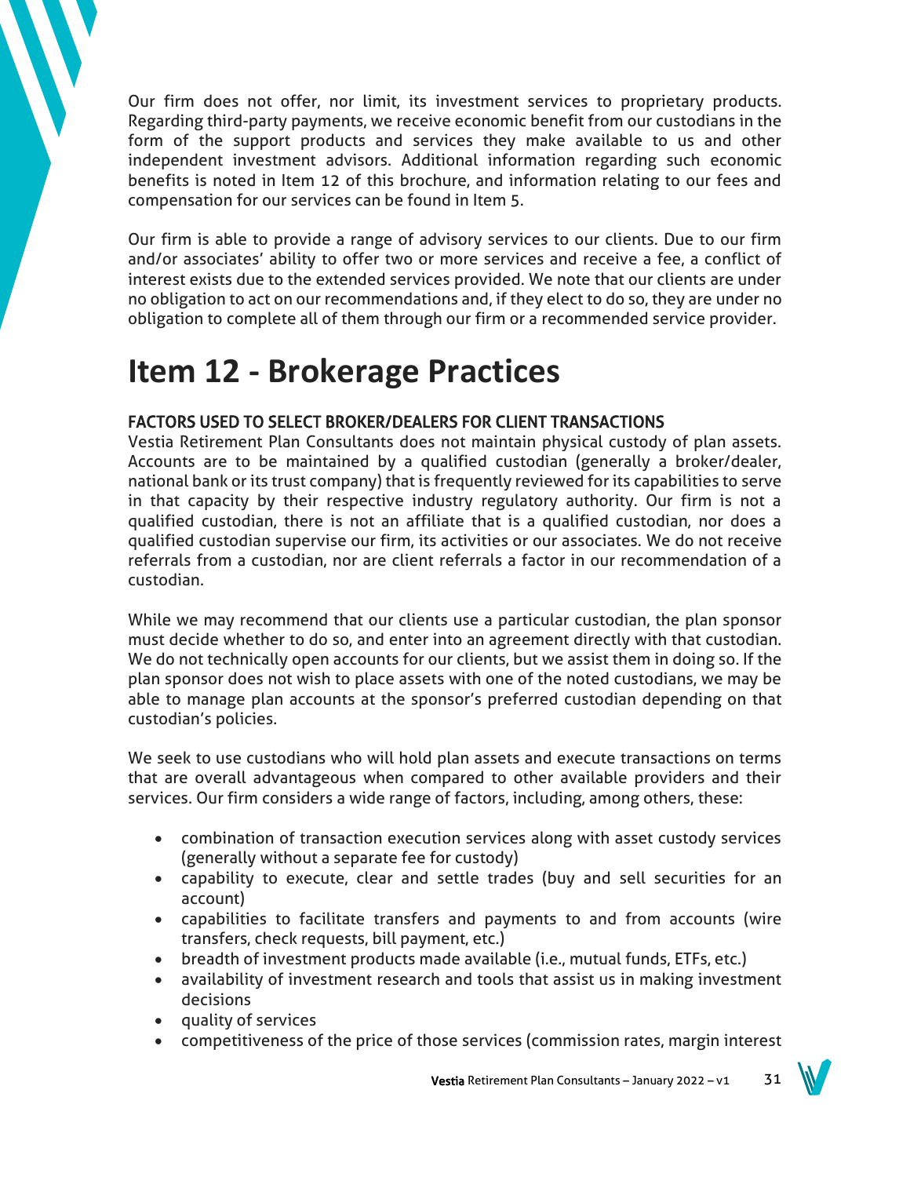Our firm does not offer, nor limit, its investment services to proprietary products. Regarding third-party payments, we receive economic benefit from our custodians in the form of the support products and services they make available to us and other independent investment advisors. Additional information regarding such economic benefits is noted in Item 12 of this brochure, and information relating to our fees and compensation for our services can be found in Item 5.

Our firm is able to provide a range of advisory services to our clients. Due to our firm and/or associates' ability to offer two or more services and receive a fee, a conflict of interest exists due to the extended services provided. We note that our clients are under no obligation to act on our recommendations and, if they elect to do so, they are under no obligation to complete all of them through our firm or a recommended service provider.

# Item 12 - Brokerage Practices

FACTORS USED TO SELECT BROKER/DEALERS FOR CLIENT TRANSACTIONS

Vestia Retirement Plan Consultants does not maintain physical custody of plan assets. Accounts are to be maintained by a qualified custodian (generally a broker/dealer, national bank or its trust company) that is frequently reviewed for its capabilities to serve in that capacity by their respective industry regulatory authority. Our firm is not a qualified custodian, there is not an affiliate that is a qualified custodian, nor does a qualified custodian supervise our firm, its activities or our associates. We do not receive referrals from a custodian, nor are client referrals a factor in our recommendation of a custodian.

While we may recommend that our clients use a particular custodian, the plan sponsor must decide whether to do so, and enter into an agreement directly with that custodian. We do not technically open accounts for our clients, but we assist them in doing so. If the plan sponsor does not wish to place assets with one of the noted custodians, we may be able to manage plan accounts at the sponsor's preferred custodian depending on that custodian's policies.

We seek to use custodians who will hold plan assets and execute transactions on terms that are overall advantageous when compared to other available providers and their services. Our firm considers a wide range of factors, including, among others, these:

- combination of transaction execution services along with asset custody services (generally without a separate fee for custody)
- capability to execute, clear and settle trades (buy and sell securities for an account)
- capabilities to facilitate transfers and payments to and from accounts (wire transfers, check requests, bill payment, etc.)
- breadth of investment products made available (i.e., mutual funds, ETFs, etc.)
- availability of investment research and tools that assist us in making investment decisions
- quality of services
- competitiveness of the price of those services (commission rates, margin interest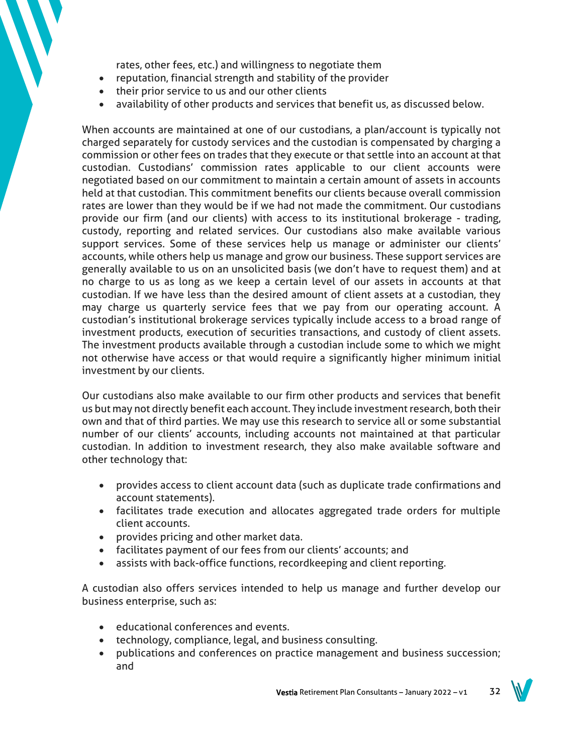rates, other fees, etc.) and willingness to negotiate them
- reputation, financial strength and stability of the provider
- their prior service to us and our other clients
- availability of other products and services that benefit us, as discussed below.

When accounts are maintained at one of our custodians, a plan/account is typically not charged separately for custody services and the custodian is compensated by charging a commission or other fees on trades that they execute or that settle into an account at that custodian. Custodians' commission rates applicable to our client accounts were negotiated based on our commitment to maintain a certain amount of assets in accounts held at that custodian. This commitment benefits our clients because overall commission rates are lower than they would be if we had not made the commitment. Our custodians provide our firm (and our clients) with access to its institutional brokerage - trading, custody, reporting and related services. Our custodians also make available various support services. Some of these services help us manage or administer our clients' accounts, while others help us manage and grow our business. These support services are generally available to us on an unsolicited basis (we don't have to request them) and at no charge to us as long as we keep a certain level of our assets in accounts at that custodian. If we have less than the desired amount of client assets at a custodian, they may charge us quarterly service fees that we pay from our operating account. A custodian's institutional brokerage services typically include access to a broad range of investment products, execution of securities transactions, and custody of client assets. The investment products available through a custodian include some to which we might not otherwise have access or that would require a significantly higher minimum initial investment by our clients.

Our custodians also make available to our firm other products and services that benefit us but may not directly benefit each account. They include investment research, both their own and that of third parties. We may use this research to service all or some substantial number of our clients' accounts, including accounts not maintained at that particular custodian. In addition to investment research, they also make available software and other technology that:

- provides access to client account data (such as duplicate trade confirmations and account statements).
- facilitates trade execution and allocates aggregated trade orders for multiple client accounts.
- provides pricing and other market data.
- facilitates payment of our fees from our clients' accounts; and
- assists with back-office functions, recordkeeping and client reporting.

A custodian also offers services intended to help us manage and further develop our business enterprise, such as:

- educational conferences and events.
- technology, compliance, legal, and business consulting.
- publications and conferences on practice management and business succession; and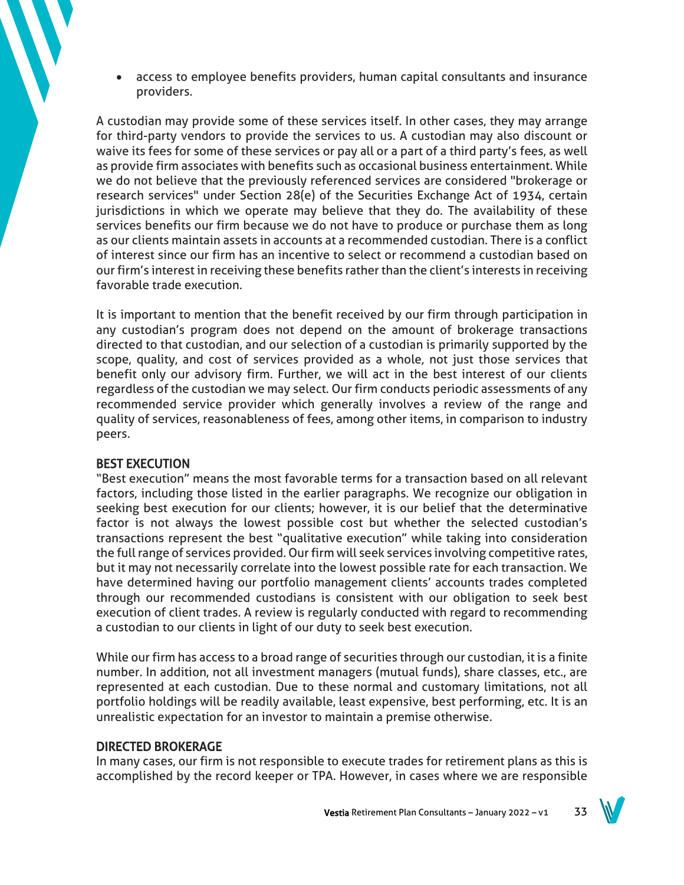- access to employee benefits providers, human capital consultants and insurance providers.

A custodian may provide some of these services itself. In other cases, they may arrange for third-party vendors to provide the services to us. A custodian may also discount or waive its fees for some of these services or pay all or a part of a third party's fees, as well as provide firm associates with benefits such as occasional business entertainment. While we do not believe that the previously referenced services are considered "brokerage or research services" under Section 28(e) of the Securities Exchange Act of 1934, certain jurisdictions in which we operate may believe that they do. The availability of these services benefits our firm because we do not have to produce or purchase them as long as our clients maintain assets in accounts at a recommended custodian. There is a conflict of interest since our firm has an incentive to select or recommend a custodian based on our firm's interest in receiving these benefits rather than the client's interests in receiving favorable trade execution.

It is important to mention that the benefit received by our firm through participation in any custodian's program does not depend on the amount of brokerage transactions directed to that custodian, and our selection of a custodian is primarily supported by the scope, quality, and cost of services provided as a whole, not just those services that benefit only our advisory firm. Further, we will act in the best interest of our clients regardless of the custodian we may select. Our firm conducts periodic assessments of any recommended service provider which generally involves a review of the range and quality of services, reasonableness of fees, among other items, in comparison to industry peers.

## BEST EXECUTION

"Best execution" means the most favorable terms for a transaction based on all relevant factors, including those listed in the earlier paragraphs. We recognize our obligation in seeking best execution for our clients; however, it is our belief that the determinative factor is not always the lowest possible cost but whether the selected custodian's transactions represent the best "qualitative execution" while taking into consideration the full range of services provided. Our firm will seek services involving competitive rates, but it may not necessarily correlate into the lowest possible rate for each transaction. We have determined having our portfolio management clients' accounts trades completed through our recommended custodians is consistent with our obligation to seek best execution of client trades. A review is regularly conducted with regard to recommending a custodian to our clients in light of our duty to seek best execution.

While our firm has access to a broad range of securities through our custodian, it is a finite number. In addition, not all investment managers (mutual funds), share classes, etc., are represented at each custodian. Due to these normal and customary limitations, not all portfolio holdings will be readily available, least expensive, best performing, etc. It is an unrealistic expectation for an investor to maintain a premise otherwise.

## DIRECTED BROKERAGE

In many cases, our firm is not responsible to execute trades for retirement plans as this is accomplished by the record keeper or TPA. However, in cases where we are responsible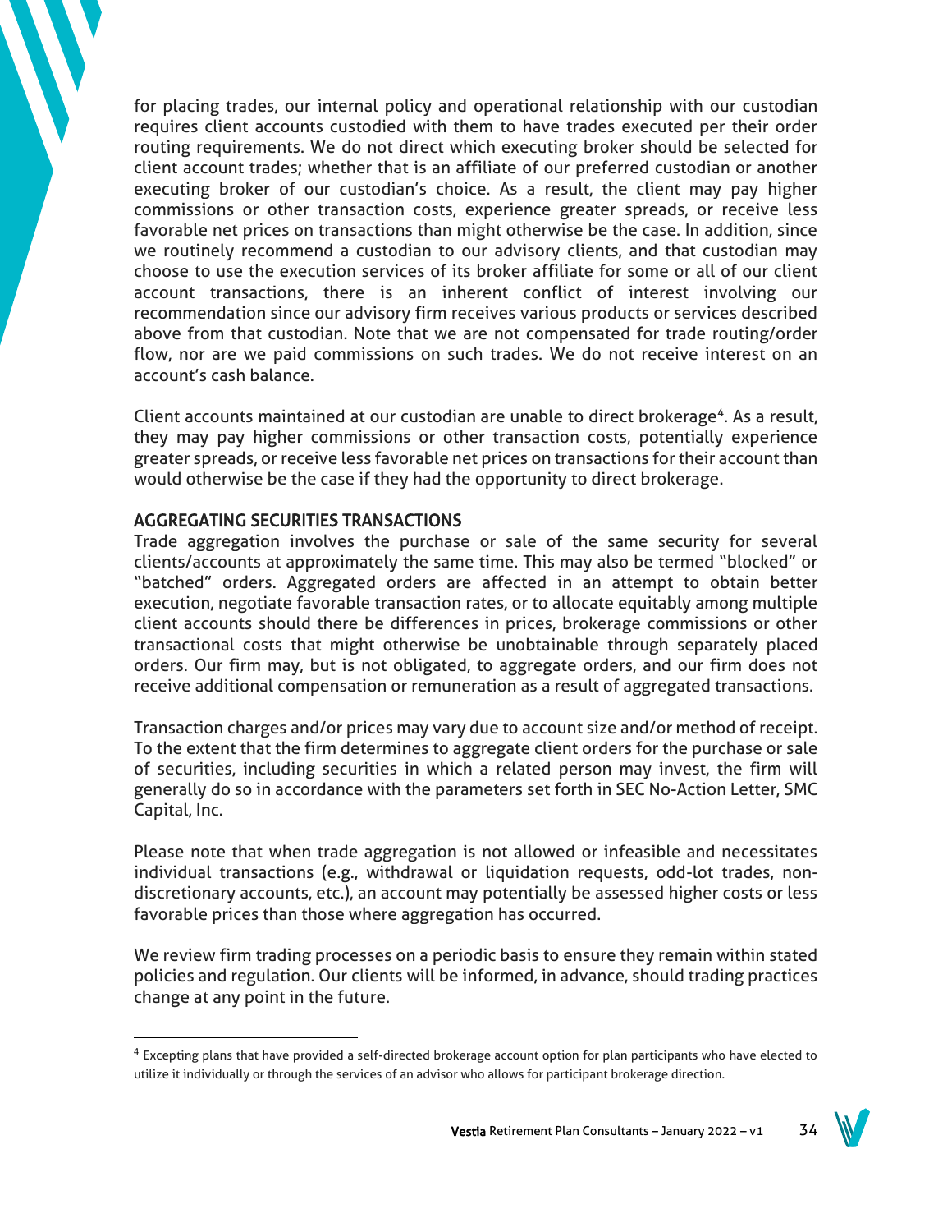for placing trades, our internal policy and operational relationship with our custodian requires client accounts custodied with them to have trades executed per their order routing requirements. We do not direct which executing broker should be selected for client account trades; whether that is an affiliate of our preferred custodian or another executing broker of our custodian's choice. As a result, the client may pay higher commissions or other transaction costs, experience greater spreads, or receive less favorable net prices on transactions than might otherwise be the case. In addition, since we routinely recommend a custodian to our advisory clients, and that custodian may choose to use the execution services of its broker affiliate for some or all of our client account transactions, there is an inherent conflict of interest involving our recommendation since our advisory firm receives various products or services described above from that custodian. Note that we are not compensated for trade routing/order flow, nor are we paid commissions on such trades. We do not receive interest on an account's cash balance.

Client accounts maintained at our custodian are unable to direct brokerage[4]. As a result, they may pay higher commissions or other transaction costs, potentially experience greater spreads, or receive less favorable net prices on transactions for their account than would otherwise be the case if they had the opportunity to direct brokerage.

## AGGREGATING SECURITIES TRANSACTIONS

Trade aggregation involves the purchase or sale of the same security for several clients/accounts at approximately the same time. This may also be termed "blocked" or "batched" orders. Aggregated orders are affected in an attempt to obtain better execution, negotiate favorable transaction rates, or to allocate equitably among multiple client accounts should there be differences in prices, brokerage commissions or other transactional costs that might otherwise be unobtainable through separately placed orders. Our firm may, but is not obligated, to aggregate orders, and our firm does not receive additional compensation or remuneration as a result of aggregated transactions.

Transaction charges and/or prices may vary due to account size and/or method of receipt. To the extent that the firm determines to aggregate client orders for the purchase or sale of securities, including securities in which a related person may invest, the firm will generally do so in accordance with the parameters set forth in SEC No-Action Letter, SMC Capital, Inc.

Please note that when trade aggregation is not allowed or infeasible and necessitates individual transactions (e.g., withdrawal or liquidation requests, odd-lot trades, non-discretionary accounts, etc.), an account may potentially be assessed higher costs or less favorable prices than those where aggregation has occurred.

We review firm trading processes on a periodic basis to ensure they remain within stated policies and regulation. Our clients will be informed, in advance, should trading practices change at any point in the future.

---

[4] Excepting plans that have provided a self-directed brokerage account option for plan participants who have elected to utilize it individually or through the services of an advisor who allows for participant brokerage direction.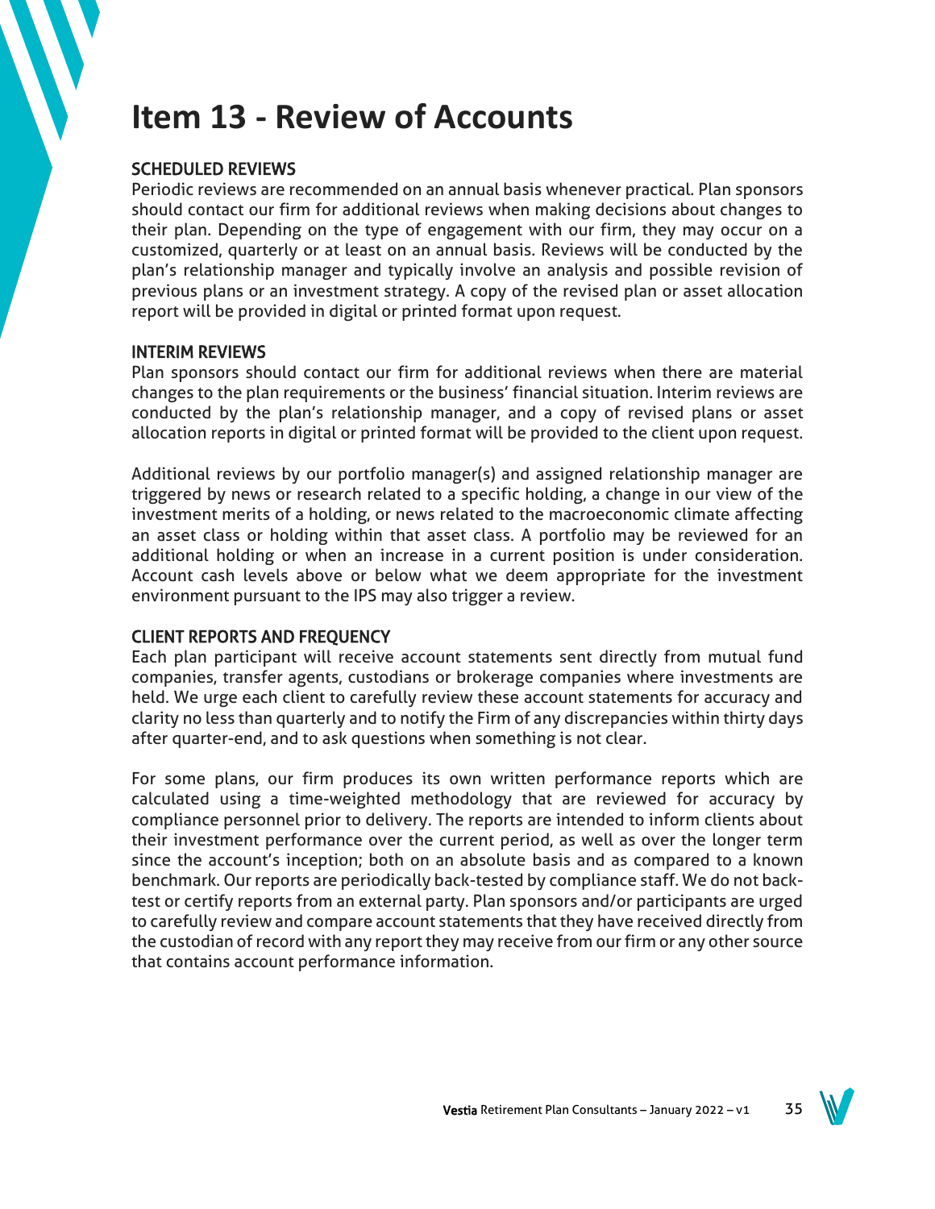# Item 13 - Review of Accounts

### SCHEDULED REVIEWS

Periodic reviews are recommended on an annual basis whenever practical. Plan sponsors should contact our firm for additional reviews when making decisions about changes to their plan. Depending on the type of engagement with our firm, they may occur on a customized, quarterly or at least on an annual basis. Reviews will be conducted by the plan's relationship manager and typically involve an analysis and possible revision of previous plans or an investment strategy. A copy of the revised plan or asset allocation report will be provided in digital or printed format upon request.

### INTERIM REVIEWS

Plan sponsors should contact our firm for additional reviews when there are material changes to the plan requirements or the business' financial situation. Interim reviews are conducted by the plan's relationship manager, and a copy of revised plans or asset allocation reports in digital or printed format will be provided to the client upon request.

Additional reviews by our portfolio manager(s) and assigned relationship manager are triggered by news or research related to a specific holding, a change in our view of the investment merits of a holding, or news related to the macroeconomic climate affecting an asset class or holding within that asset class. A portfolio may be reviewed for an additional holding or when an increase in a current position is under consideration. Account cash levels above or below what we deem appropriate for the investment environment pursuant to the IPS may also trigger a review.

### CLIENT REPORTS AND FREQUENCY

Each plan participant will receive account statements sent directly from mutual fund companies, transfer agents, custodians or brokerage companies where investments are held. We urge each client to carefully review these account statements for accuracy and clarity no less than quarterly and to notify the Firm of any discrepancies within thirty days after quarter-end, and to ask questions when something is not clear.

For some plans, our firm produces its own written performance reports which are calculated using a time-weighted methodology that are reviewed for accuracy by compliance personnel prior to delivery. The reports are intended to inform clients about their investment performance over the current period, as well as over the longer term since the account's inception; both on an absolute basis and as compared to a known benchmark. Our reports are periodically back-tested by compliance staff. We do not back-test or certify reports from an external party. Plan sponsors and/or participants are urged to carefully review and compare account statements that they have received directly from the custodian of record with any report they may receive from our firm or any other source that contains account performance information.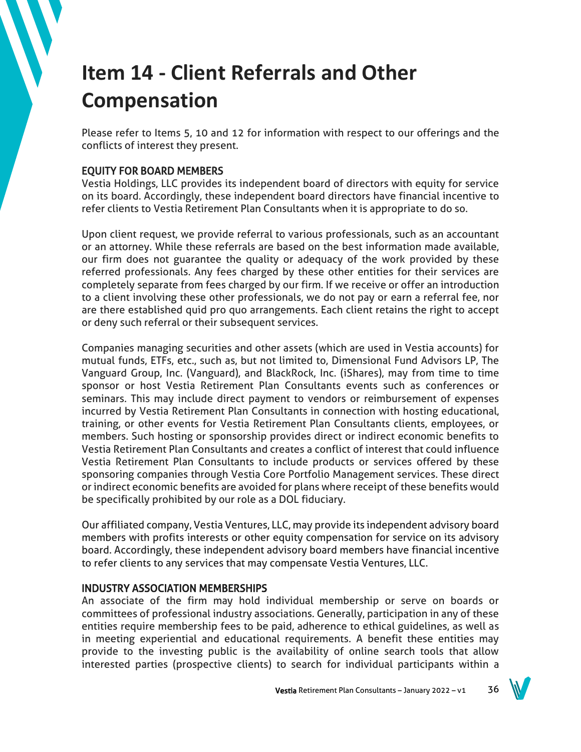# Item 14 - Client Referrals and Other Compensation

Please refer to Items 5, 10 and 12 for information with respect to our offerings and the conflicts of interest they present.

### EQUITY FOR BOARD MEMBERS

Vestia Holdings, LLC provides its independent board of directors with equity for service on its board. Accordingly, these independent board directors have financial incentive to refer clients to Vestia Retirement Plan Consultants when it is appropriate to do so.

Upon client request, we provide referral to various professionals, such as an accountant or an attorney. While these referrals are based on the best information made available, our firm does not guarantee the quality or adequacy of the work provided by these referred professionals. Any fees charged by these other entities for their services are completely separate from fees charged by our firm. If we receive or offer an introduction to a client involving these other professionals, we do not pay or earn a referral fee, nor are there established quid pro quo arrangements. Each client retains the right to accept or deny such referral or their subsequent services.

Companies managing securities and other assets (which are used in Vestia accounts) for mutual funds, ETFs, etc., such as, but not limited to, Dimensional Fund Advisors LP, The Vanguard Group, Inc. (Vanguard), and BlackRock, Inc. (iShares), may from time to time sponsor or host Vestia Retirement Plan Consultants events such as conferences or seminars. This may include direct payment to vendors or reimbursement of expenses incurred by Vestia Retirement Plan Consultants in connection with hosting educational, training, or other events for Vestia Retirement Plan Consultants clients, employees, or members. Such hosting or sponsorship provides direct or indirect economic benefits to Vestia Retirement Plan Consultants and creates a conflict of interest that could influence Vestia Retirement Plan Consultants to include products or services offered by these sponsoring companies through Vestia Core Portfolio Management services. These direct or indirect economic benefits are avoided for plans where receipt of these benefits would be specifically prohibited by our role as a DOL fiduciary.

Our affiliated company, Vestia Ventures, LLC, may provide its independent advisory board members with profits interests or other equity compensation for service on its advisory board. Accordingly, these independent advisory board members have financial incentive to refer clients to any services that may compensate Vestia Ventures, LLC.

### INDUSTRY ASSOCIATION MEMBERSHIPS

An associate of the firm may hold individual membership or serve on boards or committees of professional industry associations. Generally, participation in any of these entities require membership fees to be paid, adherence to ethical guidelines, as well as in meeting experiential and educational requirements. A benefit these entities may provide to the investing public is the availability of online search tools that allow interested parties (prospective clients) to search for individual participants within a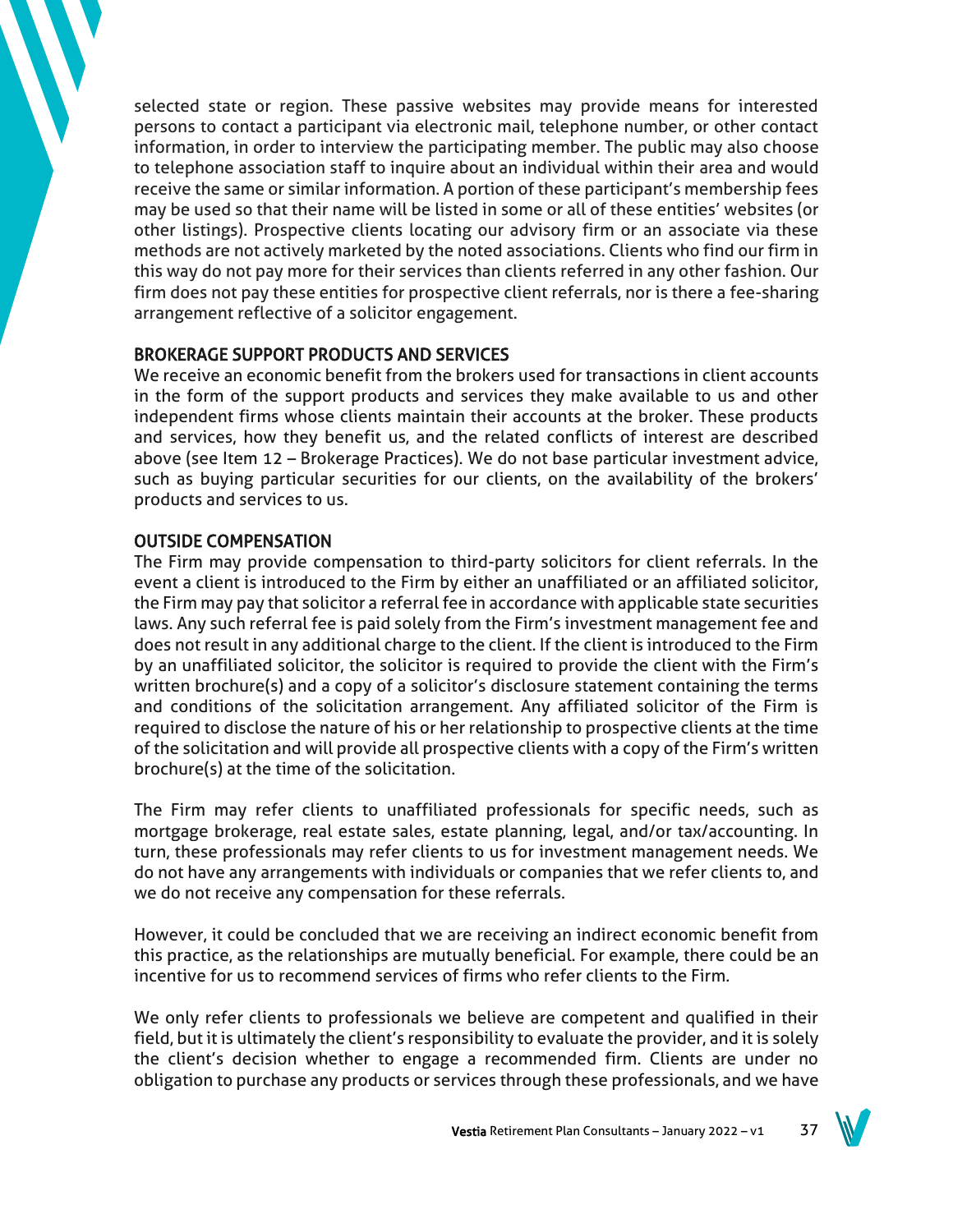selected state or region. These passive websites may provide means for interested persons to contact a participant via electronic mail, telephone number, or other contact information, in order to interview the participating member. The public may also choose to telephone association staff to inquire about an individual within their area and would receive the same or similar information. A portion of these participant's membership fees may be used so that their name will be listed in some or all of these entities' websites (or other listings). Prospective clients locating our advisory firm or an associate via these methods are not actively marketed by the noted associations. Clients who find our firm in this way do not pay more for their services than clients referred in any other fashion. Our firm does not pay these entities for prospective client referrals, nor is there a fee-sharing arrangement reflective of a solicitor engagement.

## BROKERAGE SUPPORT PRODUCTS AND SERVICES

We receive an economic benefit from the brokers used for transactions in client accounts in the form of the support products and services they make available to us and other independent firms whose clients maintain their accounts at the broker. These products and services, how they benefit us, and the related conflicts of interest are described above (see Item 12 – Brokerage Practices). We do not base particular investment advice, such as buying particular securities for our clients, on the availability of the brokers' products and services to us.

## OUTSIDE COMPENSATION

The Firm may provide compensation to third-party solicitors for client referrals. In the event a client is introduced to the Firm by either an unaffiliated or an affiliated solicitor, the Firm may pay that solicitor a referral fee in accordance with applicable state securities laws. Any such referral fee is paid solely from the Firm's investment management fee and does not result in any additional charge to the client. If the client is introduced to the Firm by an unaffiliated solicitor, the solicitor is required to provide the client with the Firm's written brochure(s) and a copy of a solicitor's disclosure statement containing the terms and conditions of the solicitation arrangement. Any affiliated solicitor of the Firm is required to disclose the nature of his or her relationship to prospective clients at the time of the solicitation and will provide all prospective clients with a copy of the Firm's written brochure(s) at the time of the solicitation.

The Firm may refer clients to unaffiliated professionals for specific needs, such as mortgage brokerage, real estate sales, estate planning, legal, and/or tax/accounting. In turn, these professionals may refer clients to us for investment management needs. We do not have any arrangements with individuals or companies that we refer clients to, and we do not receive any compensation for these referrals.

However, it could be concluded that we are receiving an indirect economic benefit from this practice, as the relationships are mutually beneficial. For example, there could be an incentive for us to recommend services of firms who refer clients to the Firm.

We only refer clients to professionals we believe are competent and qualified in their field, but it is ultimately the client's responsibility to evaluate the provider, and it is solely the client's decision whether to engage a recommended firm. Clients are under no obligation to purchase any products or services through these professionals, and we have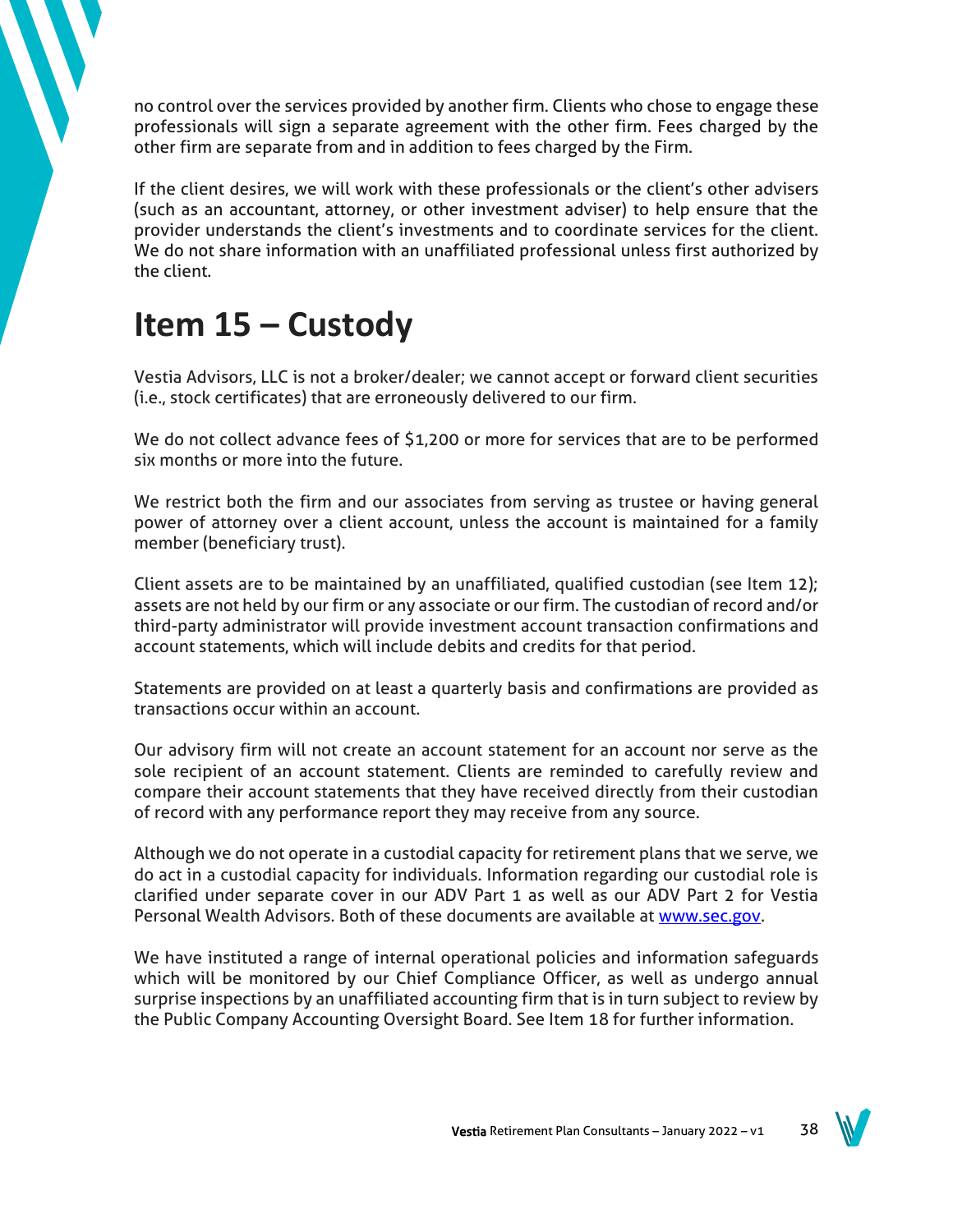no control over the services provided by another firm. Clients who chose to engage these professionals will sign a separate agreement with the other firm. Fees charged by the other firm are separate from and in addition to fees charged by the Firm.

If the client desires, we will work with these professionals or the client's other advisers (such as an accountant, attorney, or other investment adviser) to help ensure that the provider understands the client's investments and to coordinate services for the client. We do not share information with an unaffiliated professional unless first authorized by the client.

# Item 15 – Custody

Vestia Advisors, LLC is not a broker/dealer; we cannot accept or forward client securities (i.e., stock certificates) that are erroneously delivered to our firm.

We do not collect advance fees of $1,200 or more for services that are to be performed six months or more into the future.

We restrict both the firm and our associates from serving as trustee or having general power of attorney over a client account, unless the account is maintained for a family member (beneficiary trust).

Client assets are to be maintained by an unaffiliated, qualified custodian (see Item 12); assets are not held by our firm or any associate or our firm. The custodian of record and/or third-party administrator will provide investment account transaction confirmations and account statements, which will include debits and credits for that period.

Statements are provided on at least a quarterly basis and confirmations are provided as transactions occur within an account.

Our advisory firm will not create an account statement for an account nor serve as the sole recipient of an account statement. Clients are reminded to carefully review and compare their account statements that they have received directly from their custodian of record with any performance report they may receive from any source.

Although we do not operate in a custodial capacity for retirement plans that we serve, we do act in a custodial capacity for individuals. Information regarding our custodial role is clarified under separate cover in our ADV Part 1 as well as our ADV Part 2 for Vestia Personal Wealth Advisors. Both of these documents are available at [www.sec.gov](http://www.sec.gov).

We have instituted a range of internal operational policies and information safeguards which will be monitored by our Chief Compliance Officer, as well as undergo annual surprise inspections by an unaffiliated accounting firm that is in turn subject to review by the Public Company Accounting Oversight Board. See Item 18 for further information.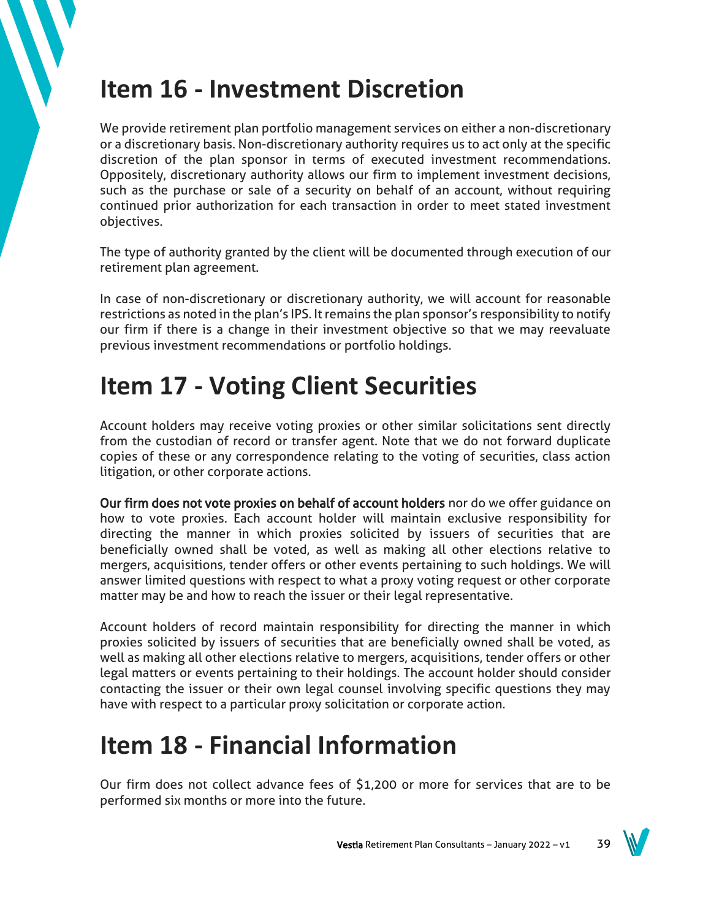# Item 16 - Investment Discretion

We provide retirement plan portfolio management services on either a non-discretionary or a discretionary basis. Non-discretionary authority requires us to act only at the specific discretion of the plan sponsor in terms of executed investment recommendations. Oppositely, discretionary authority allows our firm to implement investment decisions, such as the purchase or sale of a security on behalf of an account, without requiring continued prior authorization for each transaction in order to meet stated investment objectives.

The type of authority granted by the client will be documented through execution of our retirement plan agreement.

In case of non-discretionary or discretionary authority, we will account for reasonable restrictions as noted in the plan's IPS. It remains the plan sponsor's responsibility to notify our firm if there is a change in their investment objective so that we may reevaluate previous investment recommendations or portfolio holdings.

# Item 17 - Voting Client Securities

Account holders may receive voting proxies or other similar solicitations sent directly from the custodian of record or transfer agent. Note that we do not forward duplicate copies of these or any correspondence relating to the voting of securities, class action litigation, or other corporate actions.

**Our firm does not vote proxies on behalf of account holders** nor do we offer guidance on how to vote proxies. Each account holder will maintain exclusive responsibility for directing the manner in which proxies solicited by issuers of securities that are beneficially owned shall be voted, as well as making all other elections relative to mergers, acquisitions, tender offers or other events pertaining to such holdings. We will answer limited questions with respect to what a proxy voting request or other corporate matter may be and how to reach the issuer or their legal representative.

Account holders of record maintain responsibility for directing the manner in which proxies solicited by issuers of securities that are beneficially owned shall be voted, as well as making all other elections relative to mergers, acquisitions, tender offers or other legal matters or events pertaining to their holdings. The account holder should consider contacting the issuer or their own legal counsel involving specific questions they may have with respect to a particular proxy solicitation or corporate action.

# Item 18 - Financial Information

Our firm does not collect advance fees of $1,200 or more for services that are to be performed six months or more into the future.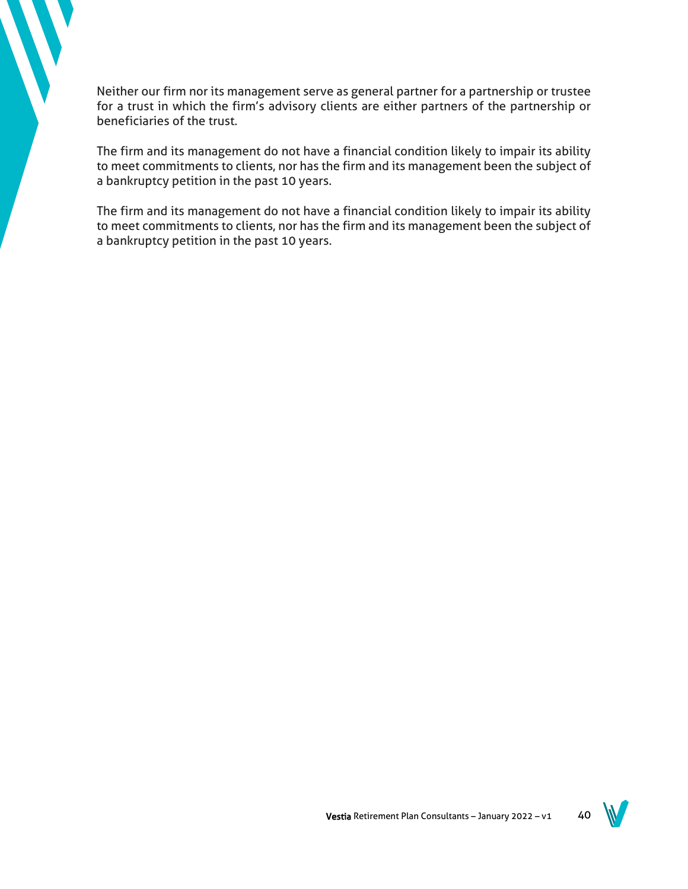Neither our firm nor its management serve as general partner for a partnership or trustee for a trust in which the firm's advisory clients are either partners of the partnership or beneficiaries of the trust.

The firm and its management do not have a financial condition likely to impair its ability to meet commitments to clients, nor has the firm and its management been the subject of a bankruptcy petition in the past 10 years.

The firm and its management do not have a financial condition likely to impair its ability to meet commitments to clients, nor has the firm and its management been the subject of a bankruptcy petition in the past 10 years.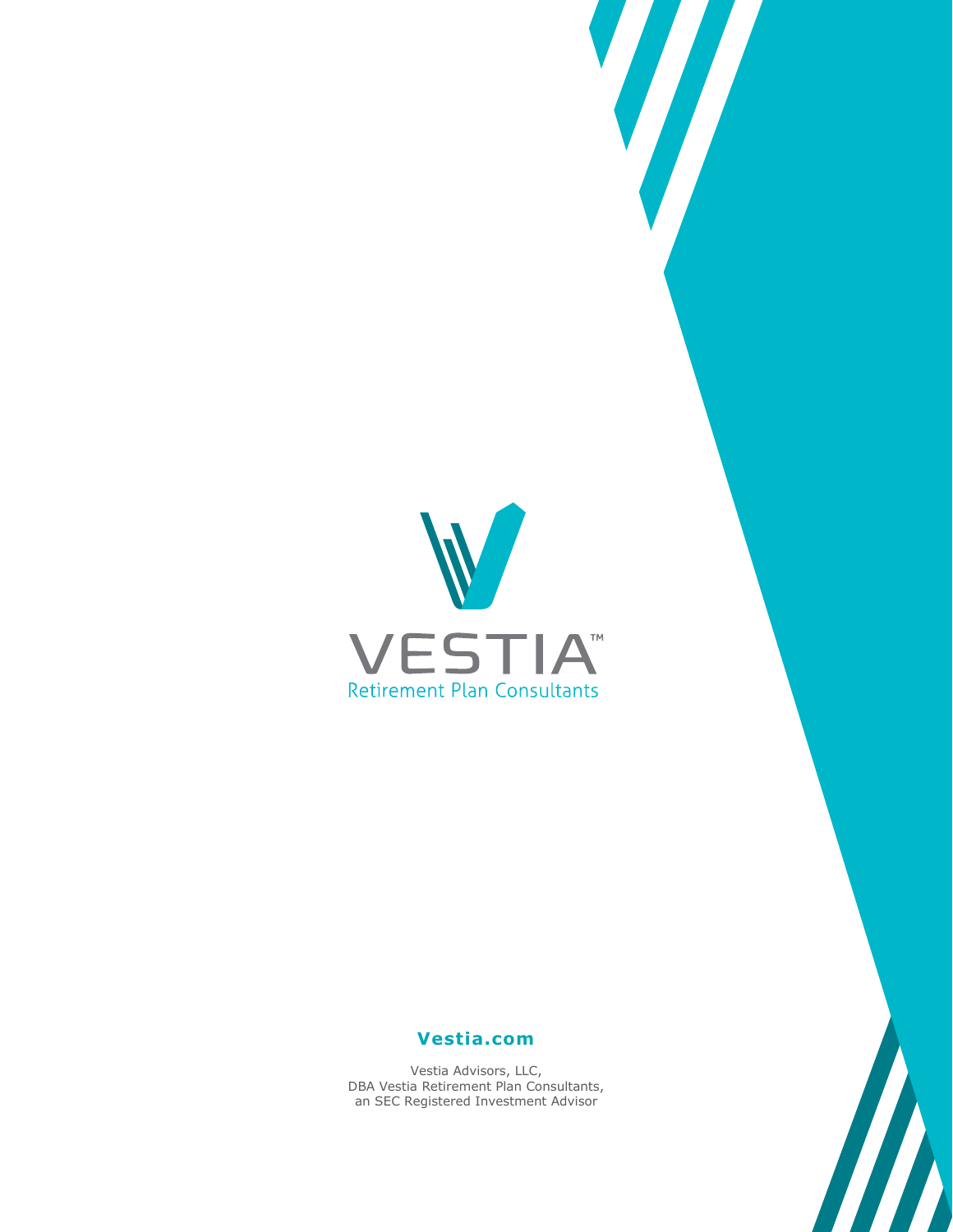VESTIA™

Retirement Plan Consultants

**Vestia.com**

Vestia Advisors, LLC,
DBA Vestia Retirement Plan Consultants,
an SEC Registered Investment Advisor